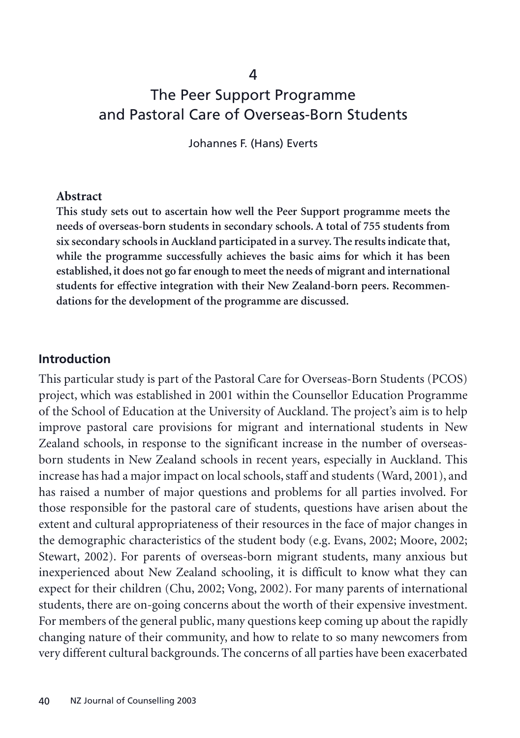4

# The Peer Support Programme and Pastoral Care of Overseas-Born Students

Johannes F. (Hans) Everts

### Abstract

**This study sets out to ascertain how well the Peer Support programme meets the needs of overseas-born students in secondary schools. A total of 755 students from six secondary schools in Auckland participated in a survey. The results indicate that, while the programme successfully achieves the basic aims for which it has been established, it does not go far enough to meet the needs of migrant and international students for effective integration with their New Zealand-born peers. Recommendations for the development of the programme are discussed.**

## Introduction

This particular study is part of the Pastoral Care for Overseas-Born Students (PCOS) project, which was established in 2001 within the Counsellor Education Programme of the School of Education at the University of Auckland. The project's aim is to help improve pastoral care provisions for migrant and international students in New Zealand schools, in response to the significant increase in the number of overseas-born students in New Zealand schools in recent years, especially in Auckland. This increase has had a major impact on local schools, staff and students (Ward, 2001), and has raised a number of major questions and problems for all parties involved. For those responsible for the pastoral care of students, questions have arisen about the extent and cultural appropriateness of their resources in the face of major changes in the demographic characteristics of the student body (e.g. Evans, 2002; Moore, 2002; Stewart, 2002). For parents of overseas-born migrant students, many anxious but inexperienced about New Zealand schooling, it is difficult to know what they can expect for their children (Chu, 2002; Vong, 2002). For many parents of international students, there are on-going concerns about the worth of their expensive investment. For members of the general public, many questions keep coming up about the rapidly changing nature of their community, and how to relate to so many newcomers from very different cultural backgrounds. The concerns of all parties have been exacerbated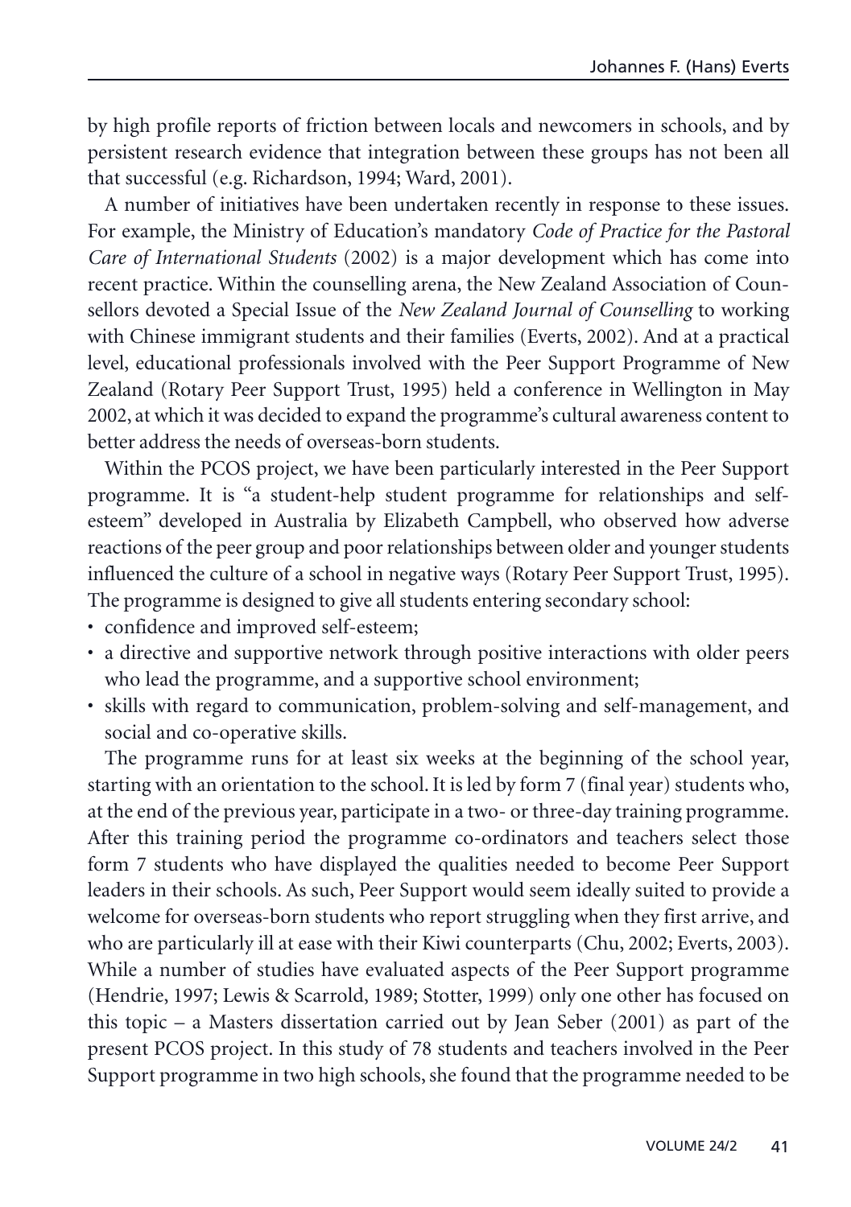by high profile reports of friction between locals and newcomers in schools, and by persistent research evidence that integration between these groups has not been all that successful (e.g. Richardson, 1994; Ward, 2001).

A number of initiatives have been undertaken recently in response to these issues. For example, the Ministry of Education's mandatory *Code of Practice for the Pastoral Care of International Students* (2002) is a major development which has come into recent practice. Within the counselling arena, the New Zealand Association of Counsellors devoted a Special Issue of the *New Zealand Journal of Counselling* to working with Chinese immigrant students and their families (Everts, 2002). And at a practical level, educational professionals involved with the Peer Support Programme of New Zealand (Rotary Peer Support Trust, 1995) held a conference in Wellington in May 2002, at which it was decided to expand the programme's cultural awareness content to better address the needs of overseas-born students.

Within the PCOS project, we have been particularly interested in the Peer Support programme. It is "a student-help student programme for relationships and self-esteem" developed in Australia by Elizabeth Campbell, who observed how adverse reactions of the peer group and poor relationships between older and younger students influenced the culture of a school in negative ways (Rotary Peer Support Trust, 1995). The programme is designed to give all students entering secondary school:

- confidence and improved self-esteem;
- a directive and supportive network through positive interactions with older peers who lead the programme, and a supportive school environment;
- skills with regard to communication, problem-solving and self-management, and social and co-operative skills.

The programme runs for at least six weeks at the beginning of the school year, starting with an orientation to the school. It is led by form 7 (final year) students who, at the end of the previous year, participate in a two- or three-day training programme. After this training period the programme co-ordinators and teachers select those form 7 students who have displayed the qualities needed to become Peer Support leaders in their schools. As such, Peer Support would seem ideally suited to provide a welcome for overseas-born students who report struggling when they first arrive, and who are particularly ill at ease with their Kiwi counterparts (Chu, 2002; Everts, 2003). While a number of studies have evaluated aspects of the Peer Support programme (Hendrie, 1997; Lewis & Scarrold, 1989; Stotter, 1999) only one other has focused on this topic – a Masters dissertation carried out by Jean Seber (2001) as part of the present PCOS project. In this study of 78 students and teachers involved in the Peer Support programme in two high schools, she found that the programme needed to be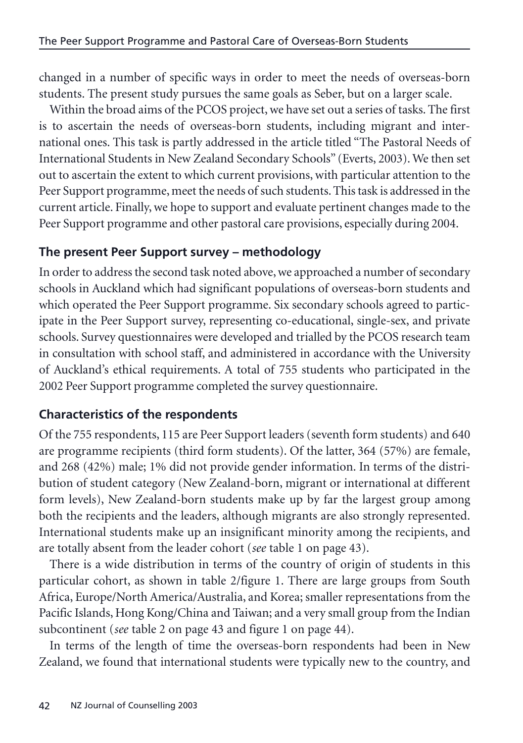changed in a number of specific ways in order to meet the needs of overseas-born students. The present study pursues the same goals as Seber, but on a larger scale.

Within the broad aims of the PCOS project, we have set out a series of tasks. The first is to ascertain the needs of overseas-born students, including migrant and international ones. This task is partly addressed in the article titled "The Pastoral Needs of International Students in New Zealand Secondary Schools" (Everts, 2003). We then set out to ascertain the extent to which current provisions, with particular attention to the Peer Support programme, meet the needs of such students. This task is addressed in the current article. Finally, we hope to support and evaluate pertinent changes made to the Peer Support programme and other pastoral care provisions, especially during 2004.

## The present Peer Support survey – methodology

In order to address the second task noted above, we approached a number of secondary schools in Auckland which had significant populations of overseas-born students and which operated the Peer Support programme. Six secondary schools agreed to participate in the Peer Support survey, representing co-educational, single-sex, and private schools. Survey questionnaires were developed and trialled by the PCOS research team in consultation with school staff, and administered in accordance with the University of Auckland's ethical requirements. A total of 755 students who participated in the 2002 Peer Support programme completed the survey questionnaire.

## Characteristics of the respondents

Of the 755 respondents, 115 are Peer Support leaders (seventh form students) and 640 are programme recipients (third form students). Of the latter, 364 (57%) are female, and 268 (42%) male; 1% did not provide gender information. In terms of the distribution of student category (New Zealand-born, migrant or international at different form levels), New Zealand-born students make up by far the largest group among both the recipients and the leaders, although migrants are also strongly represented. International students make up an insignificant minority among the recipients, and are totally absent from the leader cohort (*see* table 1 on page 43).

There is a wide distribution in terms of the country of origin of students in this particular cohort, as shown in table 2/figure 1. There are large groups from South Africa, Europe/North America/Australia, and Korea; smaller representations from the Pacific Islands, Hong Kong/China and Taiwan; and a very small group from the Indian subcontinent (*see* table 2 on page 43 and figure 1 on page 44).

In terms of the length of time the overseas-born respondents had been in New Zealand, we found that international students were typically new to the country, and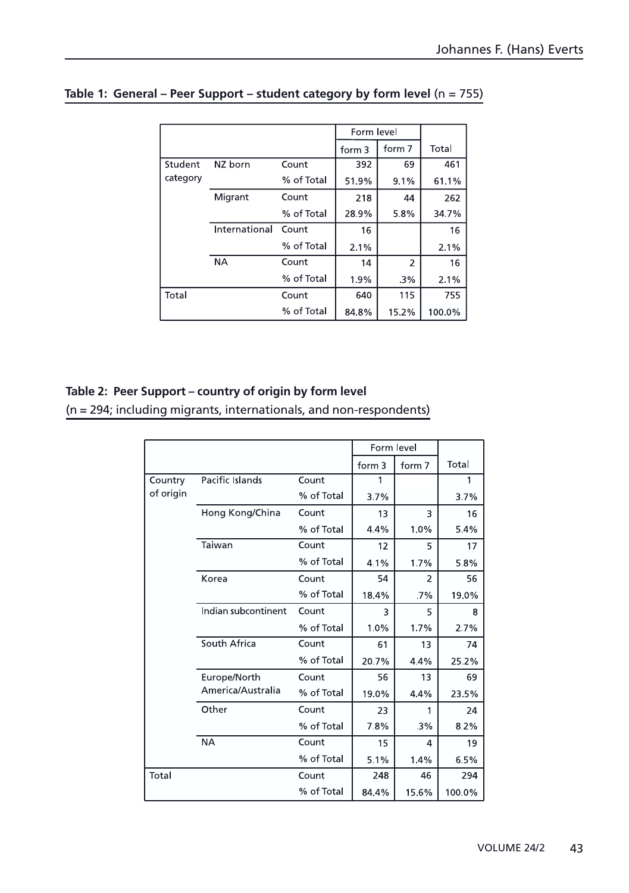**Table 1: General – Peer Support – student category by form level** (n = 755)

| | | | Form level | | Total |
|---|---|---|---|---|---|
| | | | form 3 | form 7 | |
| Student category | NZ born | Count | 392 | 69 | 461 |
| | | % of Total | 51.9% | 9.1% | 61.1% |
| | Migrant | Count | 218 | 44 | 262 |
| | | % of Total | 28.9% | 5.8% | 34.7% |
| | International | Count | 16 | | 16 |
| | | % of Total | 2.1% | | 2.1% |
| | NA | Count | 14 | 2 | 16 |
| | | % of Total | 1.9% | .3% | 2.1% |
| Total | | Count | 640 | 115 | 755 |
| | | % of Total | 84.8% | 15.2% | 100.0% |

**Table 2: Peer Support – country of origin by form level**
(n = 294; including migrants, internationals, and non-respondents)

| | | | Form level | | Total |
|---|---|---|---|---|---|
| | | | form 3 | form 7 | |
| Country of origin | Pacific Islands | Count | 1 | | 1 |
| | | % of Total | 3.7% | | 3.7% |
| | Hong Kong/China | Count | 13 | 3 | 16 |
| | | % of Total | 4.4% | 1.0% | 5.4% |
| | Taiwan | Count | 12 | 5 | 17 |
| | | % of Total | 4.1% | 1.7% | 5.8% |
| | Korea | Count | 54 | 2 | 56 |
| | | % of Total | 18.4% | .7% | 19.0% |
| | Indian subcontinent | Count | 3 | 5 | 8 |
| | | % of Total | 1.0% | 1.7% | 2.7% |
| | South Africa | Count | 61 | 13 | 74 |
| | | % of Total | 20.7% | 4.4% | 25.2% |
| | Europe/North America/Australia | Count | 56 | 13 | 69 |
| | | % of Total | 19.0% | 4.4% | 23.5% |
| | Other | Count | 23 | 1 | 24 |
| | | % of Total | 7.8% | .3% | 8.2% |
| | NA | Count | 15 | 4 | 19 |
| | | % of Total | 5.1% | 1.4% | 6.5% |
| Total | | Count | 248 | 46 | 294 |
| | | % of Total | 84.4% | 15.6% | 100.0% |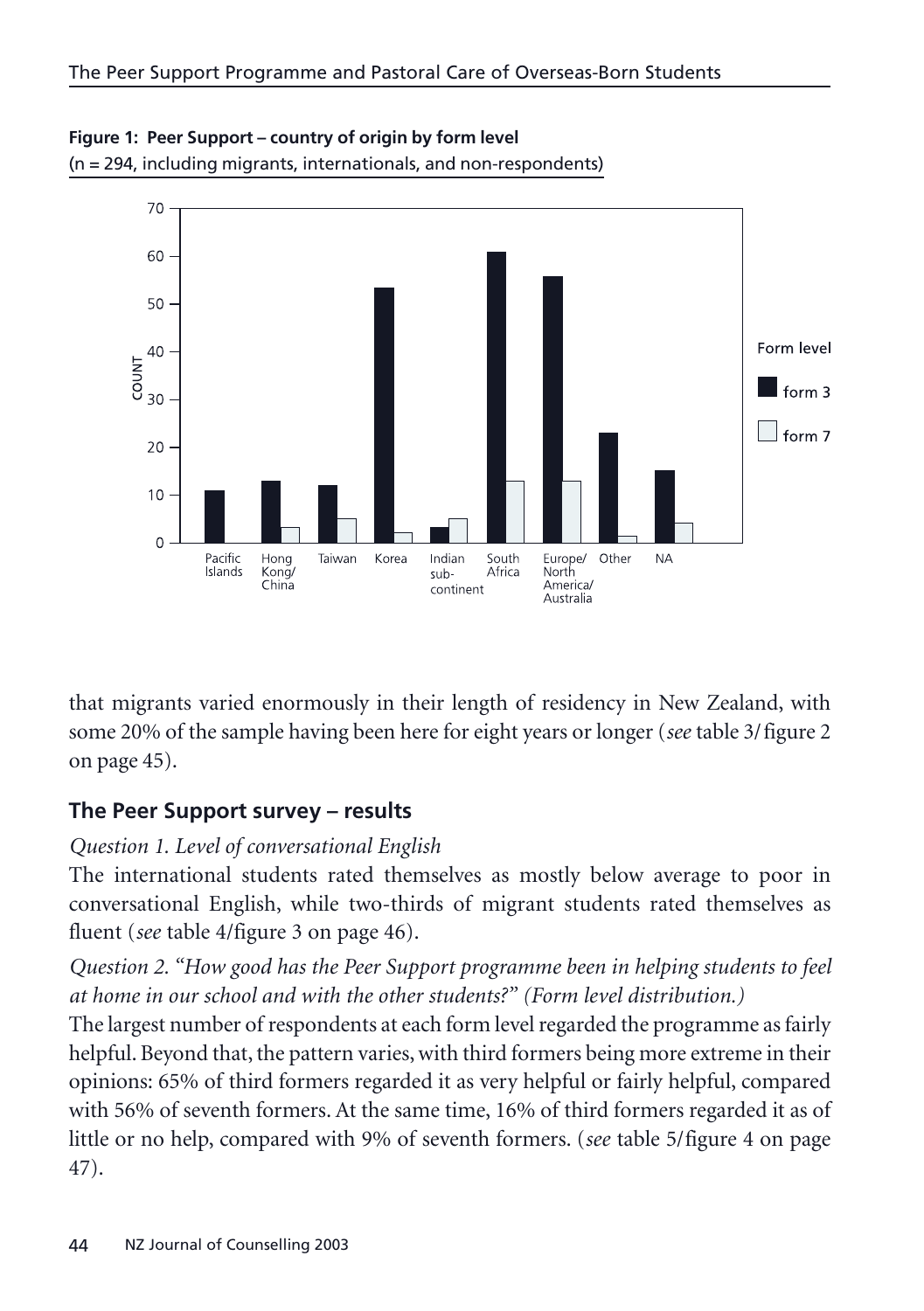**Figure 1: Peer Support – country of origin by form level**
(n = 294, including migrants, internationals, and non-respondents)

that migrants varied enormously in their length of residency in New Zealand, with some 20% of the sample having been here for eight years or longer (*see* table 3/figure 2 on page 45).

## The Peer Support survey – results

*Question 1. Level of conversational English*

The international students rated themselves as mostly below average to poor in conversational English, while two-thirds of migrant students rated themselves as fluent (*see* table 4/figure 3 on page 46).

*Question 2. "How good has the Peer Support programme been in helping students to feel at home in our school and with the other students?" (Form level distribution.)*

The largest number of respondents at each form level regarded the programme as fairly helpful. Beyond that, the pattern varies, with third formers being more extreme in their opinions: 65% of third formers regarded it as very helpful or fairly helpful, compared with 56% of seventh formers. At the same time, 16% of third formers regarded it as of little or no help, compared with 9% of seventh formers. (*see* table 5/figure 4 on page 47).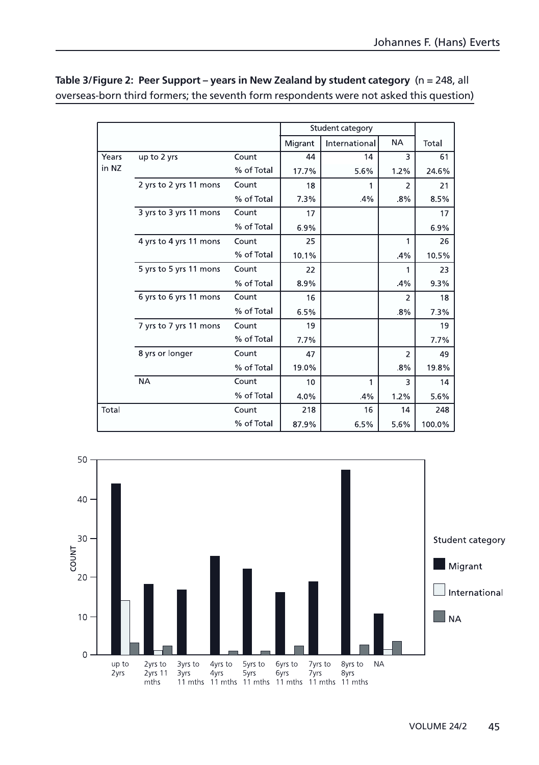**Table 3/Figure 2: Peer Support – years in New Zealand by student category** (n = 248, all overseas-born third formers; the seventh form respondents were not asked this question)

| | | | Student category | | | |
|---|---|---|---|---|---|---|
| | | | Migrant | International | NA | Total |
| Years in NZ | up to 2 yrs | Count | 44 | 14 | 3 | 61 |
| | | % of Total | 17.7% | 5.6% | 1.2% | 24.6% |
| | 2 yrs to 2 yrs 11 mons | Count | 18 | 1 | 2 | 21 |
| | | % of Total | 7.3% | .4% | .8% | 8.5% |
| | 3 yrs to 3 yrs 11 mons | Count | 17 | | | 17 |
| | | % of Total | 6.9% | | | 6.9% |
| | 4 yrs to 4 yrs 11 mons | Count | 25 | | 1 | 26 |
| | | % of Total | 10.1% | | .4% | 10.5% |
| | 5 yrs to 5 yrs 11 mons | Count | 22 | | 1 | 23 |
| | | % of Total | 8.9% | | .4% | 9.3% |
| | 6 yrs to 6 yrs 11 mons | Count | 16 | | 2 | 18 |
| | | % of Total | 6.5% | | .8% | 7.3% |
| | 7 yrs to 7 yrs 11 mons | Count | 19 | | | 19 |
| | | % of Total | 7.7% | | | 7.7% |
| | 8 yrs or longer | Count | 47 | | 2 | 49 |
| | | % of Total | 19.0% | | .8% | 19.8% |
| | NA | Count | 10 | 1 | 3 | 14 |
| | | % of Total | 4.0% | .4% | 1.2% | 5.6% |
| Total | | Count | 218 | 16 | 14 | 248 |
| | | % of Total | 87.9% | 6.5% | 5.6% | 100.0% |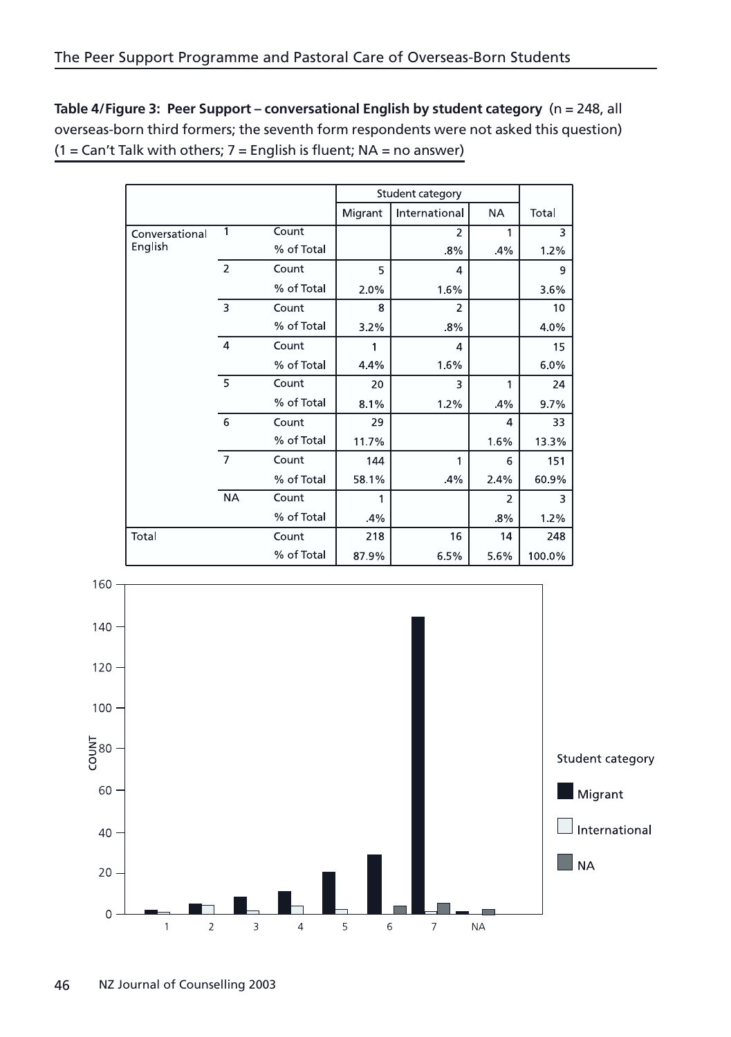**Table 4/Figure 3: Peer Support – conversational English by student category** (n = 248, all overseas-born third formers; the seventh form respondents were not asked this question) (1 = Can't Talk with others; 7 = English is fluent; NA = no answer)

| | | | Student category | | | |
|---|---|---|---|---|---|---|
| | | | Migrant | International | NA | Total |
| Conversational English | 1 | Count | | 2 | 1 | 3 |
| | | % of Total | | .8% | .4% | 1.2% |
| | 2 | Count | 5 | 4 | | 9 |
| | | % of Total | 2.0% | 1.6% | | 3.6% |
| | 3 | Count | 8 | 2 | | 10 |
| | | % of Total | 3.2% | .8% | | 4.0% |
| | 4 | Count | 1 | 4 | | 15 |
| | | % of Total | 4.4% | 1.6% | | 6.0% |
| | 5 | Count | 20 | 3 | 1 | 24 |
| | | % of Total | 8.1% | 1.2% | .4% | 9.7% |
| | 6 | Count | 29 | | 4 | 33 |
| | | % of Total | 11.7% | | 1.6% | 13.3% |
| | 7 | Count | 144 | 1 | 6 | 151 |
| | | % of Total | 58.1% | .4% | 2.4% | 60.9% |
| | NA | Count | 1 | | 2 | 3 |
| | | % of Total | .4% | | .8% | 1.2% |
| Total | | Count | 218 | 16 | 14 | 248 |
| | | % of Total | 87.9% | 6.5% | 5.6% | 100.0% |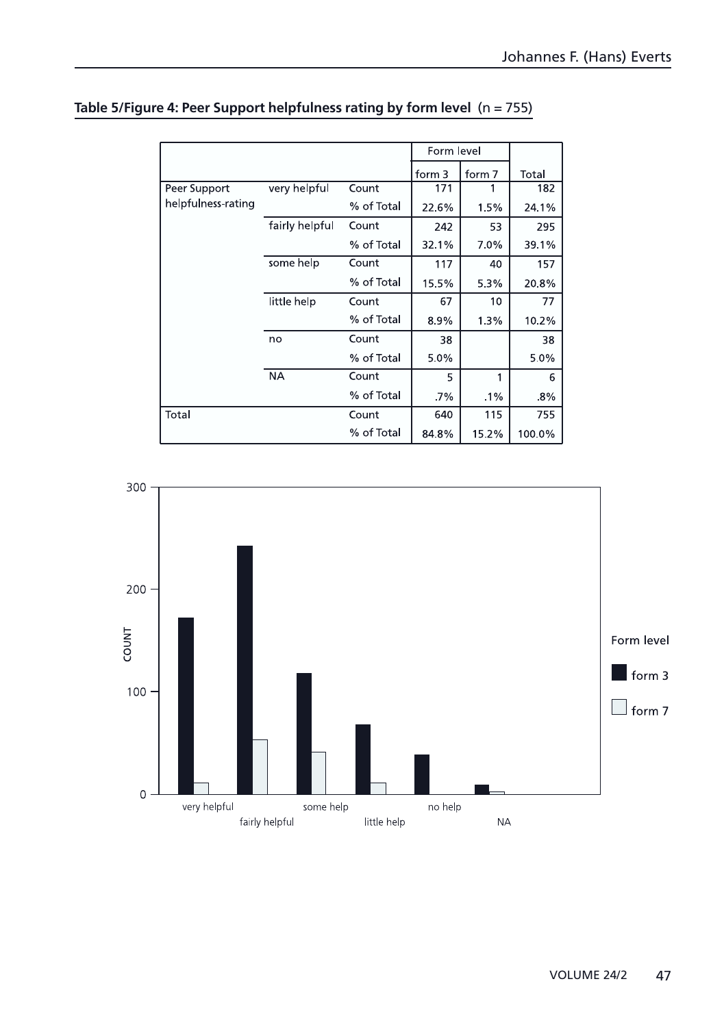**Table 5/Figure 4: Peer Support helpfulness rating by form level** (n = 755)

| | | | Form level | | |
|---|---|---|---|---|---|
| | | | form 3 | form 7 | Total |
| Peer Support helpfulness-rating | very helpful | Count | 171 | 1 | 182 |
| | | % of Total | 22.6% | 1.5% | 24.1% |
| | fairly helpful | Count | 242 | 53 | 295 |
| | | % of Total | 32.1% | 7.0% | 39.1% |
| | some help | Count | 117 | 40 | 157 |
| | | % of Total | 15.5% | 5.3% | 20.8% |
| | little help | Count | 67 | 10 | 77 |
| | | % of Total | 8.9% | 1.3% | 10.2% |
| | no | Count | 38 | | 38 |
| | | % of Total | 5.0% | | 5.0% |
| | NA | Count | 5 | 1 | 6 |
| | | % of Total | .7% | .1% | .8% |
| Total | | Count | 640 | 115 | 755 |
| | | % of Total | 84.8% | 15.2% | 100.0% |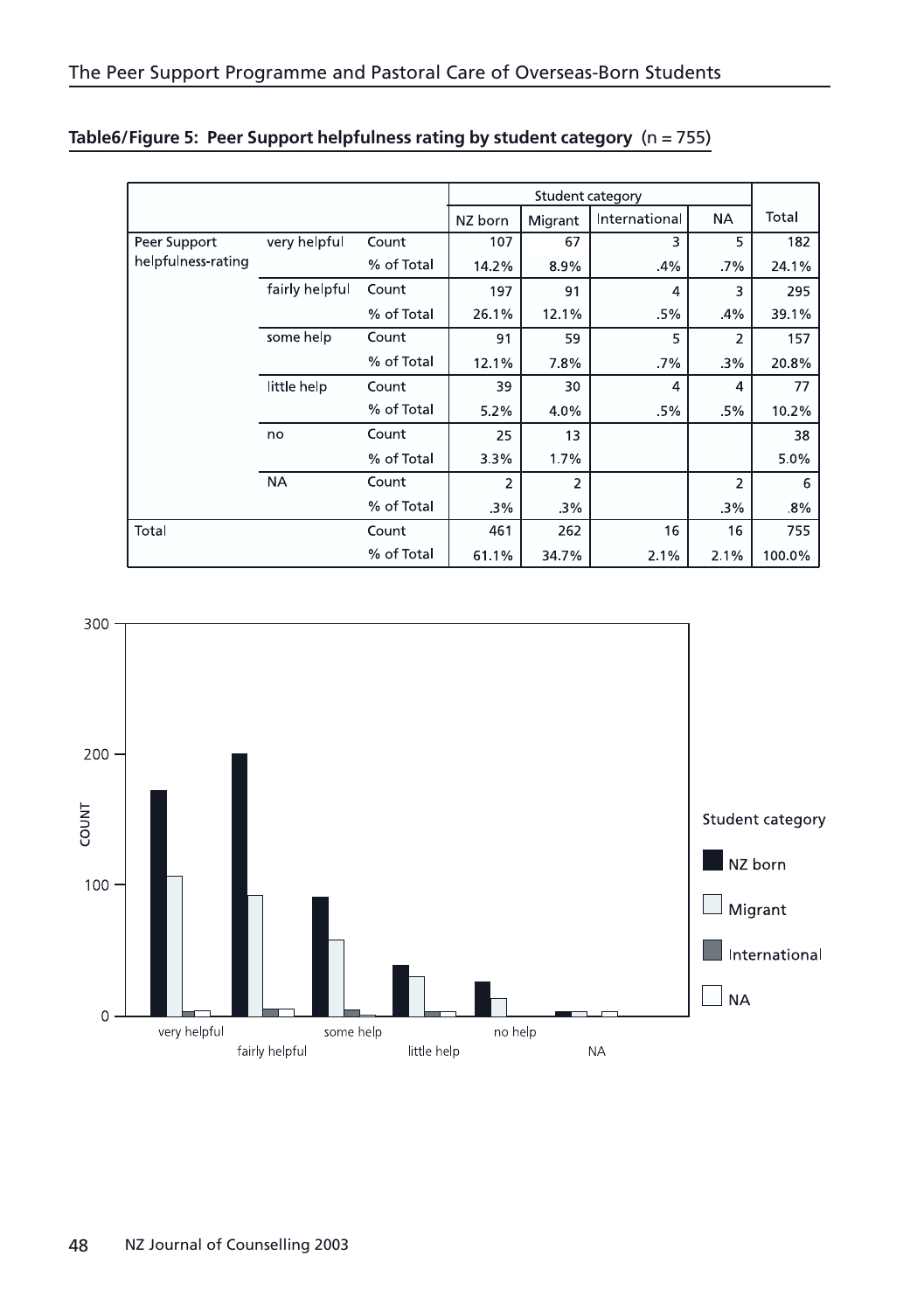**Table6/Figure 5: Peer Support helpfulness rating by student category** (n = 755)

| | | | Student category | | | | |
|---|---|---|---|---|---|---|---|
| | | | NZ born | Migrant | International | NA | Total |
| Peer Support helpfulness-rating | very helpful | Count | 107 | 67 | 3 | 5 | 182 |
| | | % of Total | 14.2% | 8.9% | .4% | .7% | 24.1% |
| | fairly helpful | Count | 197 | 91 | 4 | 3 | 295 |
| | | % of Total | 26.1% | 12.1% | .5% | .4% | 39.1% |
| | some help | Count | 91 | 59 | 5 | 2 | 157 |
| | | % of Total | 12.1% | 7.8% | .7% | .3% | 20.8% |
| | little help | Count | 39 | 30 | 4 | 4 | 77 |
| | | % of Total | 5.2% | 4.0% | .5% | .5% | 10.2% |
| | no | Count | 25 | 13 | | | 38 |
| | | % of Total | 3.3% | 1.7% | | | 5.0% |
| | NA | Count | 2 | 2 | | 2 | 6 |
| | | % of Total | .3% | .3% | | .3% | .8% |
| Total | | Count | 461 | 262 | 16 | 16 | 755 |
| | | % of Total | 61.1% | 34.7% | 2.1% | 2.1% | 100.0% |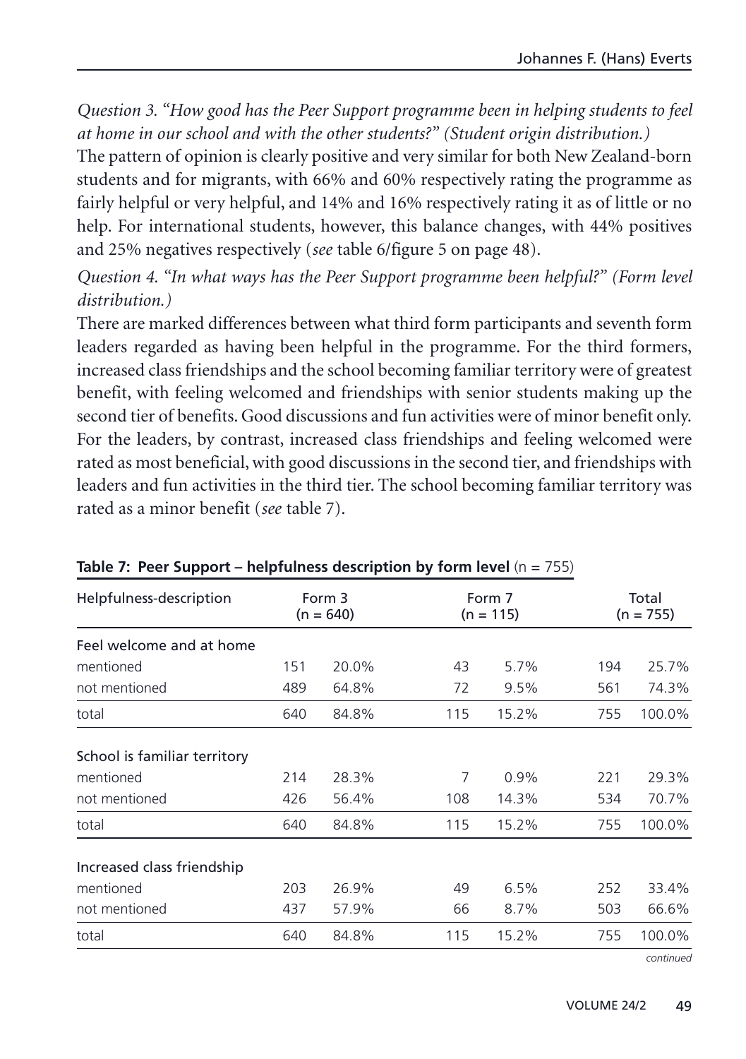*Question 3. "How good has the Peer Support programme been in helping students to feel at home in our school and with the other students?" (Student origin distribution.)*

The pattern of opinion is clearly positive and very similar for both New Zealand-born students and for migrants, with 66% and 60% respectively rating the programme as fairly helpful or very helpful, and 14% and 16% respectively rating it as of little or no help. For international students, however, this balance changes, with 44% positives and 25% negatives respectively (*see* table 6/figure 5 on page 48).

*Question 4. "In what ways has the Peer Support programme been helpful?" (Form level distribution.)*

There are marked differences between what third form participants and seventh form leaders regarded as having been helpful in the programme. For the third formers, increased class friendships and the school becoming familiar territory were of greatest benefit, with feeling welcomed and friendships with senior students making up the second tier of benefits. Good discussions and fun activities were of minor benefit only. For the leaders, by contrast, increased class friendships and feeling welcomed were rated as most beneficial, with good discussions in the second tier, and friendships with leaders and fun activities in the third tier. The school becoming familiar territory was rated as a minor benefit (*see* table 7).

**Table 7: Peer Support – helpfulness description by form level** (n = 755)

| Helpfulness-description | Form 3 (n = 640) | | Form 7 (n = 115) | | Total (n = 755) | |
|---|---|---|---|---|---|---|
| Feel welcome and at home | | | | | | |
| mentioned | 151 | 20.0% | 43 | 5.7% | 194 | 25.7% |
| not mentioned | 489 | 64.8% | 72 | 9.5% | 561 | 74.3% |
| total | 640 | 84.8% | 115 | 15.2% | 755 | 100.0% |
| School is familiar territory | | | | | | |
| mentioned | 214 | 28.3% | 7 | 0.9% | 221 | 29.3% |
| not mentioned | 426 | 56.4% | 108 | 14.3% | 534 | 70.7% |
| total | 640 | 84.8% | 115 | 15.2% | 755 | 100.0% |
| Increased class friendship | | | | | | |
| mentioned | 203 | 26.9% | 49 | 6.5% | 252 | 33.4% |
| not mentioned | 437 | 57.9% | 66 | 8.7% | 503 | 66.6% |
| total | 640 | 84.8% | 115 | 15.2% | 755 | 100.0% |

*continued*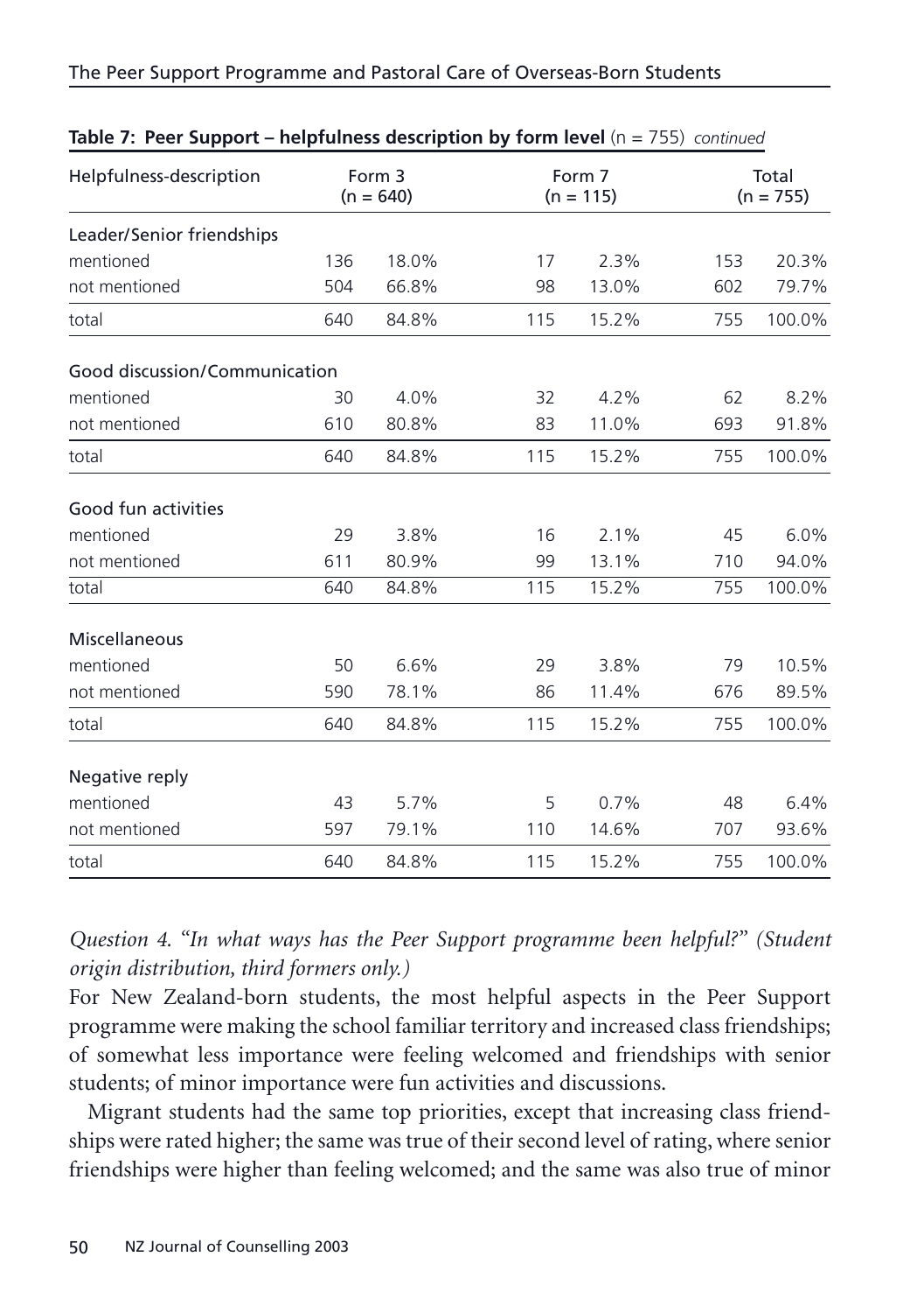**Table 7: Peer Support – helpfulness description by form level** (n = 755) *continued*

| Helpfulness-description | Form 3 (n = 640) | | Form 7 (n = 115) | | Total (n = 755) | |
|---|---|---|---|---|---|---|
| Leader/Senior friendships | | | | | | |
| mentioned | 136 | 18.0% | 17 | 2.3% | 153 | 20.3% |
| not mentioned | 504 | 66.8% | 98 | 13.0% | 602 | 79.7% |
| total | 640 | 84.8% | 115 | 15.2% | 755 | 100.0% |
| Good discussion/Communication | | | | | | |
| mentioned | 30 | 4.0% | 32 | 4.2% | 62 | 8.2% |
| not mentioned | 610 | 80.8% | 83 | 11.0% | 693 | 91.8% |
| total | 640 | 84.8% | 115 | 15.2% | 755 | 100.0% |
| Good fun activities | | | | | | |
| mentioned | 29 | 3.8% | 16 | 2.1% | 45 | 6.0% |
| not mentioned | 611 | 80.9% | 99 | 13.1% | 710 | 94.0% |
| total | 640 | 84.8% | 115 | 15.2% | 755 | 100.0% |
| Miscellaneous | | | | | | |
| mentioned | 50 | 6.6% | 29 | 3.8% | 79 | 10.5% |
| not mentioned | 590 | 78.1% | 86 | 11.4% | 676 | 89.5% |
| total | 640 | 84.8% | 115 | 15.2% | 755 | 100.0% |
| Negative reply | | | | | | |
| mentioned | 43 | 5.7% | 5 | 0.7% | 48 | 6.4% |
| not mentioned | 597 | 79.1% | 110 | 14.6% | 707 | 93.6% |
| total | 640 | 84.8% | 115 | 15.2% | 755 | 100.0% |

*Question 4. "In what ways has the Peer Support programme been helpful?" (Student origin distribution, third formers only.)*

For New Zealand-born students, the most helpful aspects in the Peer Support programme were making the school familiar territory and increased class friendships; of somewhat less importance were feeling welcomed and friendships with senior students; of minor importance were fun activities and discussions.

Migrant students had the same top priorities, except that increasing class friendships were rated higher; the same was true of their second level of rating, where senior friendships were higher than feeling welcomed; and the same was also true of minor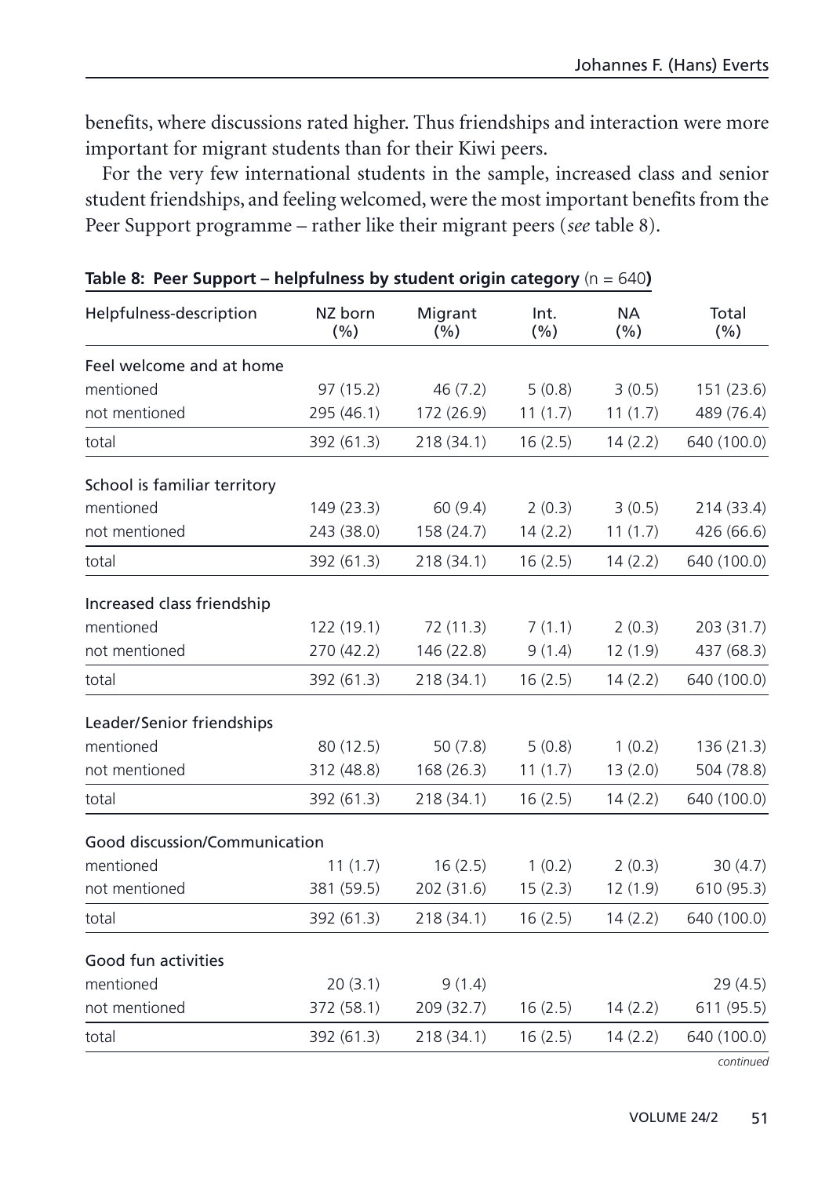benefits, where discussions rated higher. Thus friendships and interaction were more important for migrant students than for their Kiwi peers.

For the very few international students in the sample, increased class and senior student friendships, and feeling welcomed, were the most important benefits from the Peer Support programme – rather like their migrant peers (*see* table 8).

**Table 8: Peer Support – helpfulness by student origin category** (n = 640**)**

| Helpfulness-description | NZ born (%) | Migrant (%) | Int. (%) | NA (%) | Total (%) |
|---|---|---|---|---|---|
| Feel welcome and at home | | | | | |
| mentioned | 97 (15.2) | 46 (7.2) | 5 (0.8) | 3 (0.5) | 151 (23.6) |
| not mentioned | 295 (46.1) | 172 (26.9) | 11 (1.7) | 11 (1.7) | 489 (76.4) |
| total | 392 (61.3) | 218 (34.1) | 16 (2.5) | 14 (2.2) | 640 (100.0) |
| School is familiar territory | | | | | |
| mentioned | 149 (23.3) | 60 (9.4) | 2 (0.3) | 3 (0.5) | 214 (33.4) |
| not mentioned | 243 (38.0) | 158 (24.7) | 14 (2.2) | 11 (1.7) | 426 (66.6) |
| total | 392 (61.3) | 218 (34.1) | 16 (2.5) | 14 (2.2) | 640 (100.0) |
| Increased class friendship | | | | | |
| mentioned | 122 (19.1) | 72 (11.3) | 7 (1.1) | 2 (0.3) | 203 (31.7) |
| not mentioned | 270 (42.2) | 146 (22.8) | 9 (1.4) | 12 (1.9) | 437 (68.3) |
| total | 392 (61.3) | 218 (34.1) | 16 (2.5) | 14 (2.2) | 640 (100.0) |
| Leader/Senior friendships | | | | | |
| mentioned | 80 (12.5) | 50 (7.8) | 5 (0.8) | 1 (0.2) | 136 (21.3) |
| not mentioned | 312 (48.8) | 168 (26.3) | 11 (1.7) | 13 (2.0) | 504 (78.8) |
| total | 392 (61.3) | 218 (34.1) | 16 (2.5) | 14 (2.2) | 640 (100.0) |
| Good discussion/Communication | | | | | |
| mentioned | 11 (1.7) | 16 (2.5) | 1 (0.2) | 2 (0.3) | 30 (4.7) |
| not mentioned | 381 (59.5) | 202 (31.6) | 15 (2.3) | 12 (1.9) | 610 (95.3) |
| total | 392 (61.3) | 218 (34.1) | 16 (2.5) | 14 (2.2) | 640 (100.0) |
| Good fun activities | | | | | |
| mentioned | 20 (3.1) | 9 (1.4) | | | 29 (4.5) |
| not mentioned | 372 (58.1) | 209 (32.7) | 16 (2.5) | 14 (2.2) | 611 (95.5) |
| total | 392 (61.3) | 218 (34.1) | 16 (2.5) | 14 (2.2) | 640 (100.0) |

*continued*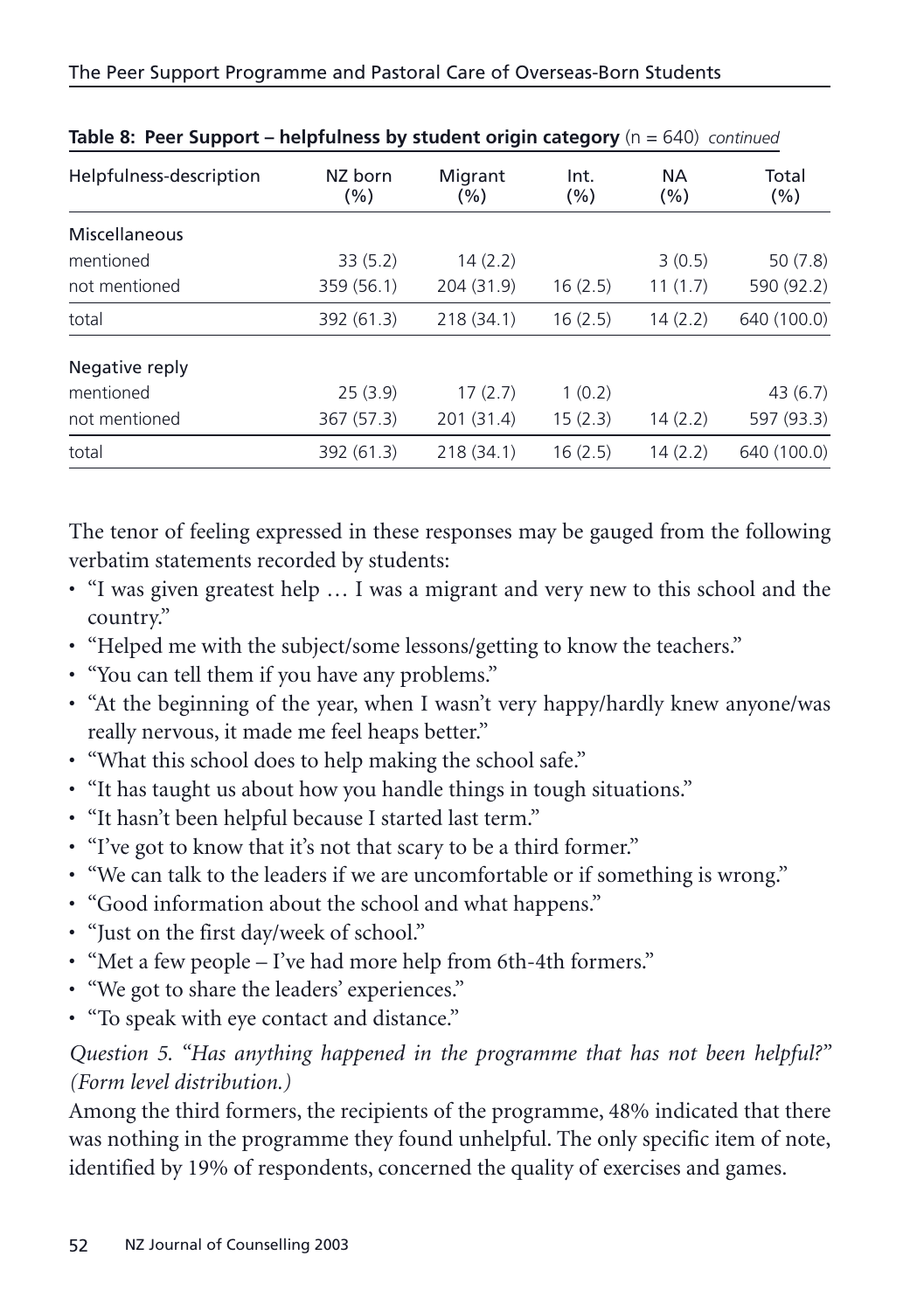**Table 8: Peer Support – helpfulness by student origin category** (n = 640) *continued*

| Helpfulness-description | NZ born (%) | Migrant (%) | Int. (%) | NA (%) | Total (%) |
|---|---|---|---|---|---|
| Miscellaneous | | | | | |
| mentioned | 33 (5.2) | 14 (2.2) | | 3 (0.5) | 50 (7.8) |
| not mentioned | 359 (56.1) | 204 (31.9) | 16 (2.5) | 11 (1.7) | 590 (92.2) |
| total | 392 (61.3) | 218 (34.1) | 16 (2.5) | 14 (2.2) | 640 (100.0) |
| Negative reply | | | | | |
| mentioned | 25 (3.9) | 17 (2.7) | 1 (0.2) | | 43 (6.7) |
| not mentioned | 367 (57.3) | 201 (31.4) | 15 (2.3) | 14 (2.2) | 597 (93.3) |
| total | 392 (61.3) | 218 (34.1) | 16 (2.5) | 14 (2.2) | 640 (100.0) |

The tenor of feeling expressed in these responses may be gauged from the following verbatim statements recorded by students:

- "I was given greatest help … I was a migrant and very new to this school and the country."
- "Helped me with the subject/some lessons/getting to know the teachers."
- "You can tell them if you have any problems."
- "At the beginning of the year, when I wasn't very happy/hardly knew anyone/was really nervous, it made me feel heaps better."
- "What this school does to help making the school safe."
- "It has taught us about how you handle things in tough situations."
- "It hasn't been helpful because I started last term."
- "I've got to know that it's not that scary to be a third former."
- "We can talk to the leaders if we are uncomfortable or if something is wrong."
- "Good information about the school and what happens."
- "Just on the first day/week of school."
- "Met a few people – I've had more help from 6th-4th formers."
- "We got to share the leaders' experiences."
- "To speak with eye contact and distance."

*Question 5. "Has anything happened in the programme that has not been helpful?" (Form level distribution.)*

Among the third formers, the recipients of the programme, 48% indicated that there was nothing in the programme they found unhelpful. The only specific item of note, identified by 19% of respondents, concerned the quality of exercises and games.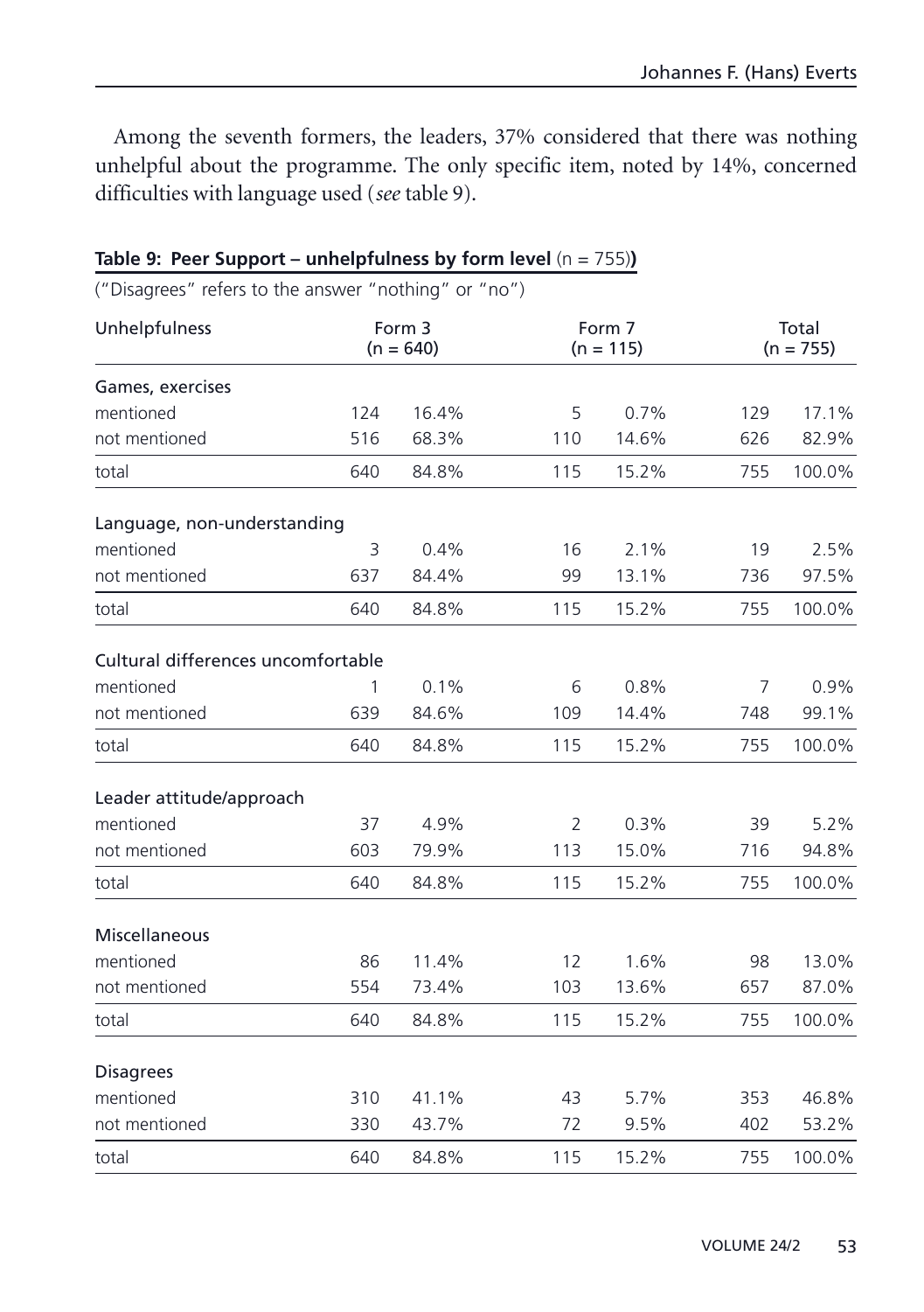Among the seventh formers, the leaders, 37% considered that there was nothing unhelpful about the programme. The only specific item, noted by 14%, concerned difficulties with language used (*see* table 9).

**Table 9: Peer Support – unhelpfulness by form level** (n = 755)**)**

("Disagrees" refers to the answer "nothing" or "no")

| Unhelpfulness | Form 3 (n = 640) | | Form 7 (n = 115) | | Total (n = 755) | |
|---|---|---|---|---|---|---|
| **Games, exercises** | | | | | | |
| mentioned | 124 | 16.4% | 5 | 0.7% | 129 | 17.1% |
| not mentioned | 516 | 68.3% | 110 | 14.6% | 626 | 82.9% |
| total | 640 | 84.8% | 115 | 15.2% | 755 | 100.0% |
| **Language, non-understanding** | | | | | | |
| mentioned | 3 | 0.4% | 16 | 2.1% | 19 | 2.5% |
| not mentioned | 637 | 84.4% | 99 | 13.1% | 736 | 97.5% |
| total | 640 | 84.8% | 115 | 15.2% | 755 | 100.0% |
| **Cultural differences uncomfortable** | | | | | | |
| mentioned | 1 | 0.1% | 6 | 0.8% | 7 | 0.9% |
| not mentioned | 639 | 84.6% | 109 | 14.4% | 748 | 99.1% |
| total | 640 | 84.8% | 115 | 15.2% | 755 | 100.0% |
| **Leader attitude/approach** | | | | | | |
| mentioned | 37 | 4.9% | 2 | 0.3% | 39 | 5.2% |
| not mentioned | 603 | 79.9% | 113 | 15.0% | 716 | 94.8% |
| total | 640 | 84.8% | 115 | 15.2% | 755 | 100.0% |
| **Miscellaneous** | | | | | | |
| mentioned | 86 | 11.4% | 12 | 1.6% | 98 | 13.0% |
| not mentioned | 554 | 73.4% | 103 | 13.6% | 657 | 87.0% |
| total | 640 | 84.8% | 115 | 15.2% | 755 | 100.0% |
| **Disagrees** | | | | | | |
| mentioned | 310 | 41.1% | 43 | 5.7% | 353 | 46.8% |
| not mentioned | 330 | 43.7% | 72 | 9.5% | 402 | 53.2% |
| total | 640 | 84.8% | 115 | 15.2% | 755 | 100.0% |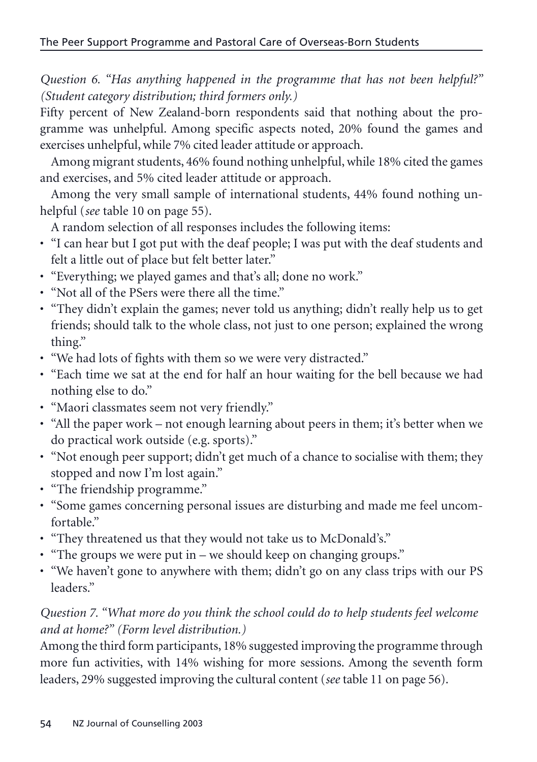*Question 6. "Has anything happened in the programme that has not been helpful?" (Student category distribution; third formers only.)*

Fifty percent of New Zealand-born respondents said that nothing about the programme was unhelpful. Among specific aspects noted, 20% found the games and exercises unhelpful, while 7% cited leader attitude or approach.

Among migrant students, 46% found nothing unhelpful, while 18% cited the games and exercises, and 5% cited leader attitude or approach.

Among the very small sample of international students, 44% found nothing unhelpful (*see* table 10 on page 55).

A random selection of all responses includes the following items:

- "I can hear but I got put with the deaf people; I was put with the deaf students and felt a little out of place but felt better later."
- "Everything; we played games and that's all; done no work."
- "Not all of the PSers were there all the time."
- "They didn't explain the games; never told us anything; didn't really help us to get friends; should talk to the whole class, not just to one person; explained the wrong thing."
- "We had lots of fights with them so we were very distracted."
- "Each time we sat at the end for half an hour waiting for the bell because we had nothing else to do."
- "Maori classmates seem not very friendly."
- "All the paper work – not enough learning about peers in them; it's better when we do practical work outside (e.g. sports)."
- "Not enough peer support; didn't get much of a chance to socialise with them; they stopped and now I'm lost again."
- "The friendship programme."
- "Some games concerning personal issues are disturbing and made me feel uncomfortable."
- "They threatened us that they would not take us to McDonald's."
- "The groups we were put in – we should keep on changing groups."
- "We haven't gone to anywhere with them; didn't go on any class trips with our PS leaders."

*Question 7. "What more do you think the school could do to help students feel welcome and at home?" (Form level distribution.)*

Among the third form participants, 18% suggested improving the programme through more fun activities, with 14% wishing for more sessions. Among the seventh form leaders, 29% suggested improving the cultural content (*see* table 11 on page 56).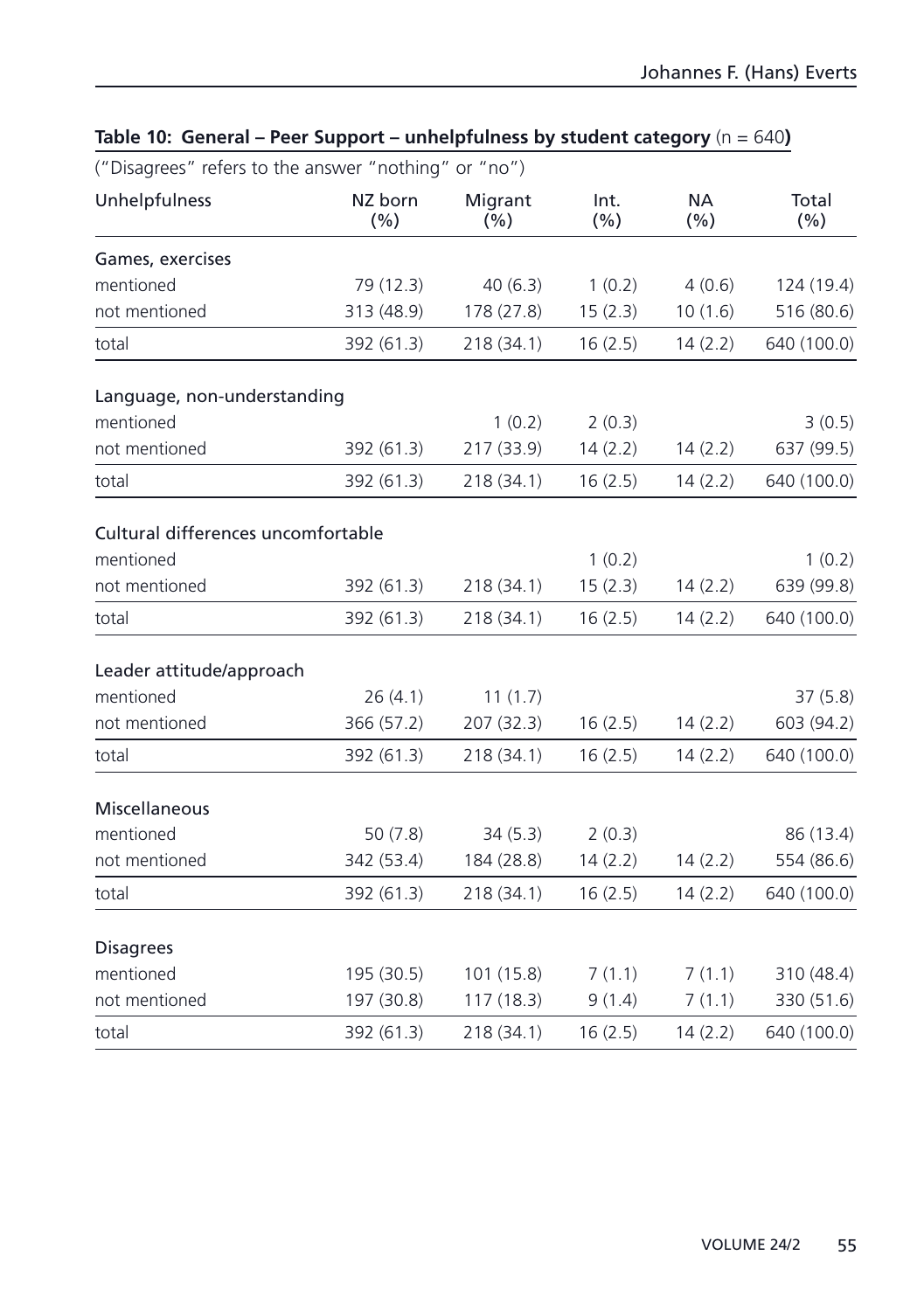**Table 10: General – Peer Support – unhelpfulness by student category** (n = 640**)**

("Disagrees" refers to the answer "nothing" or "no")

| Unhelpfulness | NZ born (%) | Migrant (%) | Int. (%) | NA (%) | Total (%) |
|---|---|---|---|---|---|
| Games, exercises | | | | | |
| mentioned | 79 (12.3) | 40 (6.3) | 1 (0.2) | 4 (0.6) | 124 (19.4) |
| not mentioned | 313 (48.9) | 178 (27.8) | 15 (2.3) | 10 (1.6) | 516 (80.6) |
| total | 392 (61.3) | 218 (34.1) | 16 (2.5) | 14 (2.2) | 640 (100.0) |
| Language, non-understanding | | | | | |
| mentioned | | 1 (0.2) | 2 (0.3) | | 3 (0.5) |
| not mentioned | 392 (61.3) | 217 (33.9) | 14 (2.2) | 14 (2.2) | 637 (99.5) |
| total | 392 (61.3) | 218 (34.1) | 16 (2.5) | 14 (2.2) | 640 (100.0) |
| Cultural differences uncomfortable | | | | | |
| mentioned | | | 1 (0.2) | | 1 (0.2) |
| not mentioned | 392 (61.3) | 218 (34.1) | 15 (2.3) | 14 (2.2) | 639 (99.8) |
| total | 392 (61.3) | 218 (34.1) | 16 (2.5) | 14 (2.2) | 640 (100.0) |
| Leader attitude/approach | | | | | |
| mentioned | 26 (4.1) | 11 (1.7) | | | 37 (5.8) |
| not mentioned | 366 (57.2) | 207 (32.3) | 16 (2.5) | 14 (2.2) | 603 (94.2) |
| total | 392 (61.3) | 218 (34.1) | 16 (2.5) | 14 (2.2) | 640 (100.0) |
| Miscellaneous | | | | | |
| mentioned | 50 (7.8) | 34 (5.3) | 2 (0.3) | | 86 (13.4) |
| not mentioned | 342 (53.4) | 184 (28.8) | 14 (2.2) | 14 (2.2) | 554 (86.6) |
| total | 392 (61.3) | 218 (34.1) | 16 (2.5) | 14 (2.2) | 640 (100.0) |
| Disagrees | | | | | |
| mentioned | 195 (30.5) | 101 (15.8) | 7 (1.1) | 7 (1.1) | 310 (48.4) |
| not mentioned | 197 (30.8) | 117 (18.3) | 9 (1.4) | 7 (1.1) | 330 (51.6) |
| total | 392 (61.3) | 218 (34.1) | 16 (2.5) | 14 (2.2) | 640 (100.0) |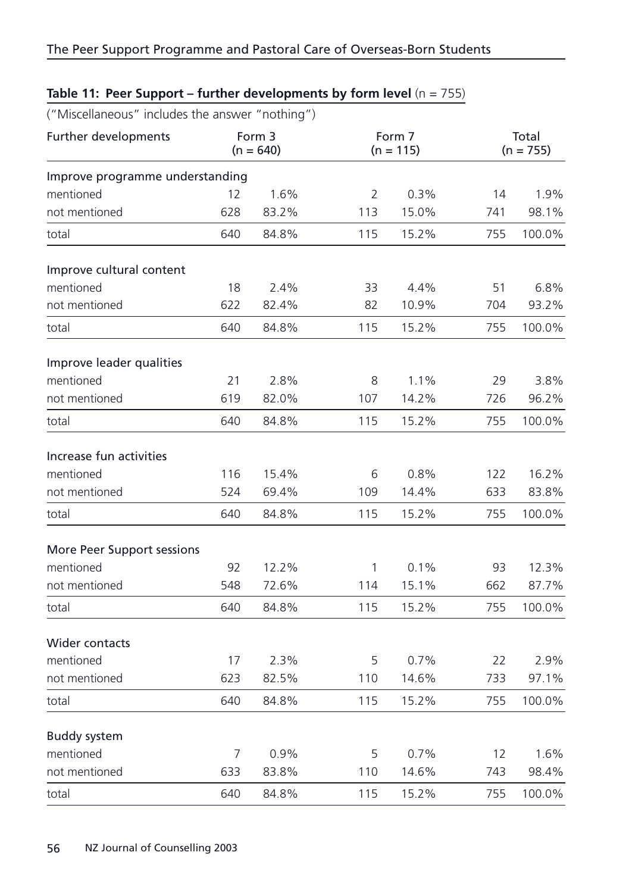**Table 11: Peer Support – further developments by form level** (n = 755)

("Miscellaneous" includes the answer "nothing")

| Further developments | Form 3 (n = 640) | | Form 7 (n = 115) | | Total (n = 755) | |
|---|---|---|---|---|---|---|
| **Improve programme understanding** | | | | | | |
| mentioned | 12 | 1.6% | 2 | 0.3% | 14 | 1.9% |
| not mentioned | 628 | 83.2% | 113 | 15.0% | 741 | 98.1% |
| total | 640 | 84.8% | 115 | 15.2% | 755 | 100.0% |
| **Improve cultural content** | | | | | | |
| mentioned | 18 | 2.4% | 33 | 4.4% | 51 | 6.8% |
| not mentioned | 622 | 82.4% | 82 | 10.9% | 704 | 93.2% |
| total | 640 | 84.8% | 115 | 15.2% | 755 | 100.0% |
| **Improve leader qualities** | | | | | | |
| mentioned | 21 | 2.8% | 8 | 1.1% | 29 | 3.8% |
| not mentioned | 619 | 82.0% | 107 | 14.2% | 726 | 96.2% |
| total | 640 | 84.8% | 115 | 15.2% | 755 | 100.0% |
| **Increase fun activities** | | | | | | |
| mentioned | 116 | 15.4% | 6 | 0.8% | 122 | 16.2% |
| not mentioned | 524 | 69.4% | 109 | 14.4% | 633 | 83.8% |
| total | 640 | 84.8% | 115 | 15.2% | 755 | 100.0% |
| **More Peer Support sessions** | | | | | | |
| mentioned | 92 | 12.2% | 1 | 0.1% | 93 | 12.3% |
| not mentioned | 548 | 72.6% | 114 | 15.1% | 662 | 87.7% |
| total | 640 | 84.8% | 115 | 15.2% | 755 | 100.0% |
| **Wider contacts** | | | | | | |
| mentioned | 17 | 2.3% | 5 | 0.7% | 22 | 2.9% |
| not mentioned | 623 | 82.5% | 110 | 14.6% | 733 | 97.1% |
| total | 640 | 84.8% | 115 | 15.2% | 755 | 100.0% |
| **Buddy system** | | | | | | |
| mentioned | 7 | 0.9% | 5 | 0.7% | 12 | 1.6% |
| not mentioned | 633 | 83.8% | 110 | 14.6% | 743 | 98.4% |
| total | 640 | 84.8% | 115 | 15.2% | 755 | 100.0% |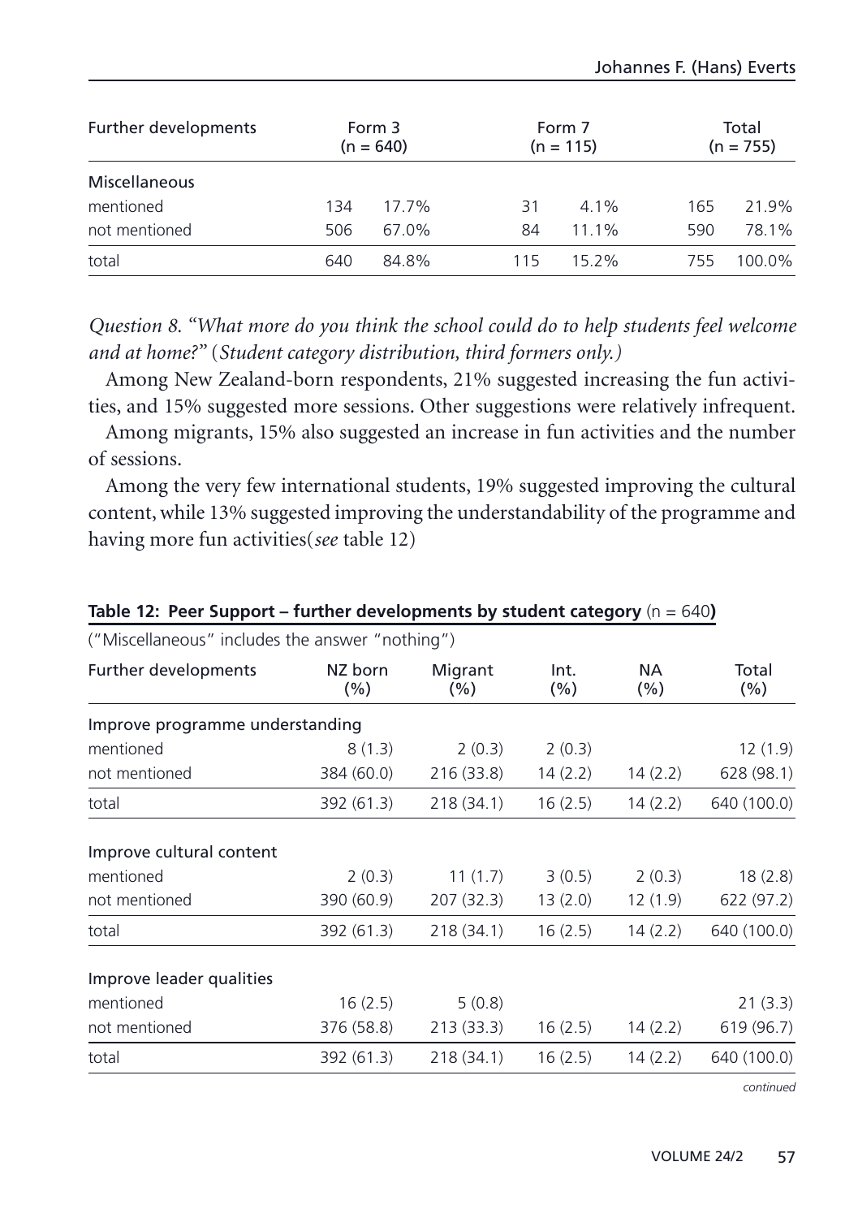| Further developments | Form 3 (n = 640) | | Form 7 (n = 115) | | Total (n = 755) | |
|---|---|---|---|---|---|---|
| Miscellaneous | | | | | | |
| mentioned | 134 | 17.7% | 31 | 4.1% | 165 | 21.9% |
| not mentioned | 506 | 67.0% | 84 | 11.1% | 590 | 78.1% |
| total | 640 | 84.8% | 115 | 15.2% | 755 | 100.0% |

*Question 8. "What more do you think the school could do to help students feel welcome and at home?"* (*Student category distribution, third formers only.*)

Among New Zealand-born respondents, 21% suggested increasing the fun activities, and 15% suggested more sessions. Other suggestions were relatively infrequent.

Among migrants, 15% also suggested an increase in fun activities and the number of sessions.

Among the very few international students, 19% suggested improving the cultural content, while 13% suggested improving the understandability of the programme and having more fun activities(*see* table 12)

**Table 12: Peer Support – further developments by student category** (n = 640**)**

("Miscellaneous" includes the answer "nothing")

| Further developments | NZ born (%) | Migrant (%) | Int. (%) | NA (%) | Total (%) |
|---|---|---|---|---|---|
| Improve programme understanding | | | | | |
| mentioned | 8 (1.3) | 2 (0.3) | 2 (0.3) | | 12 (1.9) |
| not mentioned | 384 (60.0) | 216 (33.8) | 14 (2.2) | 14 (2.2) | 628 (98.1) |
| total | 392 (61.3) | 218 (34.1) | 16 (2.5) | 14 (2.2) | 640 (100.0) |
| Improve cultural content | | | | | |
| mentioned | 2 (0.3) | 11 (1.7) | 3 (0.5) | 2 (0.3) | 18 (2.8) |
| not mentioned | 390 (60.9) | 207 (32.3) | 13 (2.0) | 12 (1.9) | 622 (97.2) |
| total | 392 (61.3) | 218 (34.1) | 16 (2.5) | 14 (2.2) | 640 (100.0) |
| Improve leader qualities | | | | | |
| mentioned | 16 (2.5) | 5 (0.8) | | | 21 (3.3) |
| not mentioned | 376 (58.8) | 213 (33.3) | 16 (2.5) | 14 (2.2) | 619 (96.7) |
| total | 392 (61.3) | 218 (34.1) | 16 (2.5) | 14 (2.2) | 640 (100.0) |

*continued*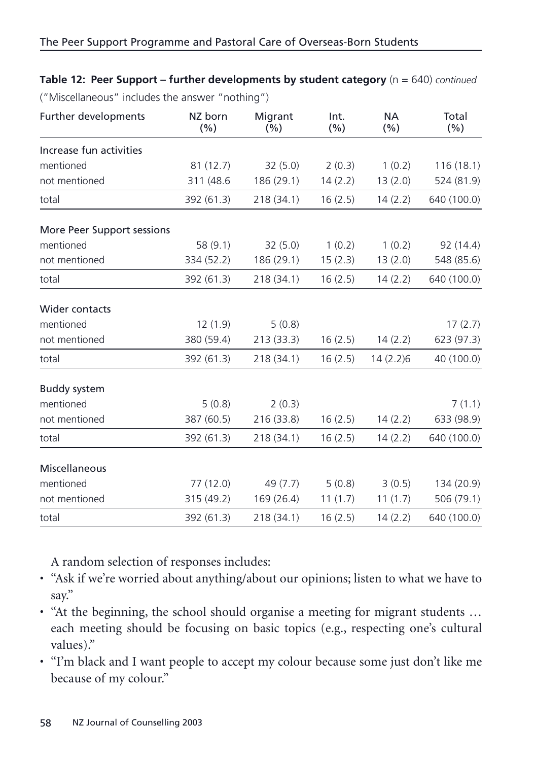**Table 12: Peer Support – further developments by student category** (n = 640) *continued*

("Miscellaneous" includes the answer "nothing")

| Further developments | NZ born (%) | Migrant (%) | Int. (%) | NA (%) | Total (%) |
|---|---|---|---|---|---|
| Increase fun activities | | | | | |
| mentioned | 81 (12.7) | 32 (5.0) | 2 (0.3) | 1 (0.2) | 116 (18.1) |
| not mentioned | 311 (48.6 | 186 (29.1) | 14 (2.2) | 13 (2.0) | 524 (81.9) |
| total | 392 (61.3) | 218 (34.1) | 16 (2.5) | 14 (2.2) | 640 (100.0) |
| More Peer Support sessions | | | | | |
| mentioned | 58 (9.1) | 32 (5.0) | 1 (0.2) | 1 (0.2) | 92 (14.4) |
| not mentioned | 334 (52.2) | 186 (29.1) | 15 (2.3) | 13 (2.0) | 548 (85.6) |
| total | 392 (61.3) | 218 (34.1) | 16 (2.5) | 14 (2.2) | 640 (100.0) |
| Wider contacts | | | | | |
| mentioned | 12 (1.9) | 5 (0.8) | | | 17 (2.7) |
| not mentioned | 380 (59.4) | 213 (33.3) | 16 (2.5) | 14 (2.2) | 623 (97.3) |
| total | 392 (61.3) | 218 (34.1) | 16 (2.5) | 14 (2.2)6 | 40 (100.0) |
| Buddy system | | | | | |
| mentioned | 5 (0.8) | 2 (0.3) | | | 7 (1.1) |
| not mentioned | 387 (60.5) | 216 (33.8) | 16 (2.5) | 14 (2.2) | 633 (98.9) |
| total | 392 (61.3) | 218 (34.1) | 16 (2.5) | 14 (2.2) | 640 (100.0) |
| Miscellaneous | | | | | |
| mentioned | 77 (12.0) | 49 (7.7) | 5 (0.8) | 3 (0.5) | 134 (20.9) |
| not mentioned | 315 (49.2) | 169 (26.4) | 11 (1.7) | 11 (1.7) | 506 (79.1) |
| total | 392 (61.3) | 218 (34.1) | 16 (2.5) | 14 (2.2) | 640 (100.0) |

A random selection of responses includes:

- "Ask if we're worried about anything/about our opinions; listen to what we have to say."
- "At the beginning, the school should organise a meeting for migrant students … each meeting should be focusing on basic topics (e.g., respecting one's cultural values)."
- "I'm black and I want people to accept my colour because some just don't like me because of my colour."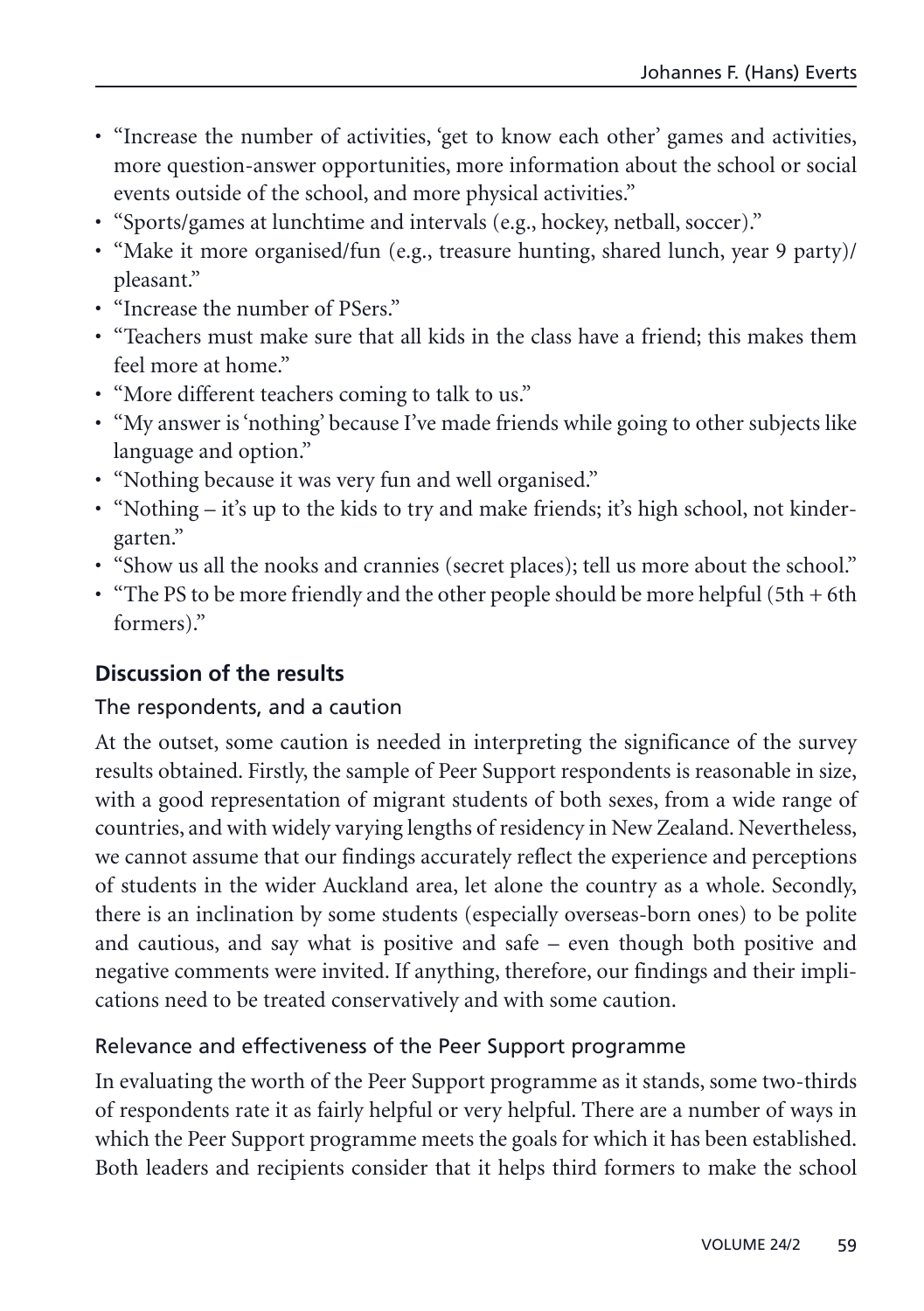- "Increase the number of activities, 'get to know each other' games and activities, more question-answer opportunities, more information about the school or social events outside of the school, and more physical activities."
- "Sports/games at lunchtime and intervals (e.g., hockey, netball, soccer)."
- "Make it more organised/fun (e.g., treasure hunting, shared lunch, year 9 party)/ pleasant."
- "Increase the number of PSers."
- "Teachers must make sure that all kids in the class have a friend; this makes them feel more at home."
- "More different teachers coming to talk to us."
- "My answer is 'nothing' because I've made friends while going to other subjects like language and option."
- "Nothing because it was very fun and well organised."
- "Nothing – it's up to the kids to try and make friends; it's high school, not kindergarten."
- "Show us all the nooks and crannies (secret places); tell us more about the school."
- "The PS to be more friendly and the other people should be more helpful (5th + 6th formers)."

## Discussion of the results

### The respondents, and a caution

At the outset, some caution is needed in interpreting the significance of the survey results obtained. Firstly, the sample of Peer Support respondents is reasonable in size, with a good representation of migrant students of both sexes, from a wide range of countries, and with widely varying lengths of residency in New Zealand. Nevertheless, we cannot assume that our findings accurately reflect the experience and perceptions of students in the wider Auckland area, let alone the country as a whole. Secondly, there is an inclination by some students (especially overseas-born ones) to be polite and cautious, and say what is positive and safe – even though both positive and negative comments were invited. If anything, therefore, our findings and their implications need to be treated conservatively and with some caution.

### Relevance and effectiveness of the Peer Support programme

In evaluating the worth of the Peer Support programme as it stands, some two-thirds of respondents rate it as fairly helpful or very helpful. There are a number of ways in which the Peer Support programme meets the goals for which it has been established. Both leaders and recipients consider that it helps third formers to make the school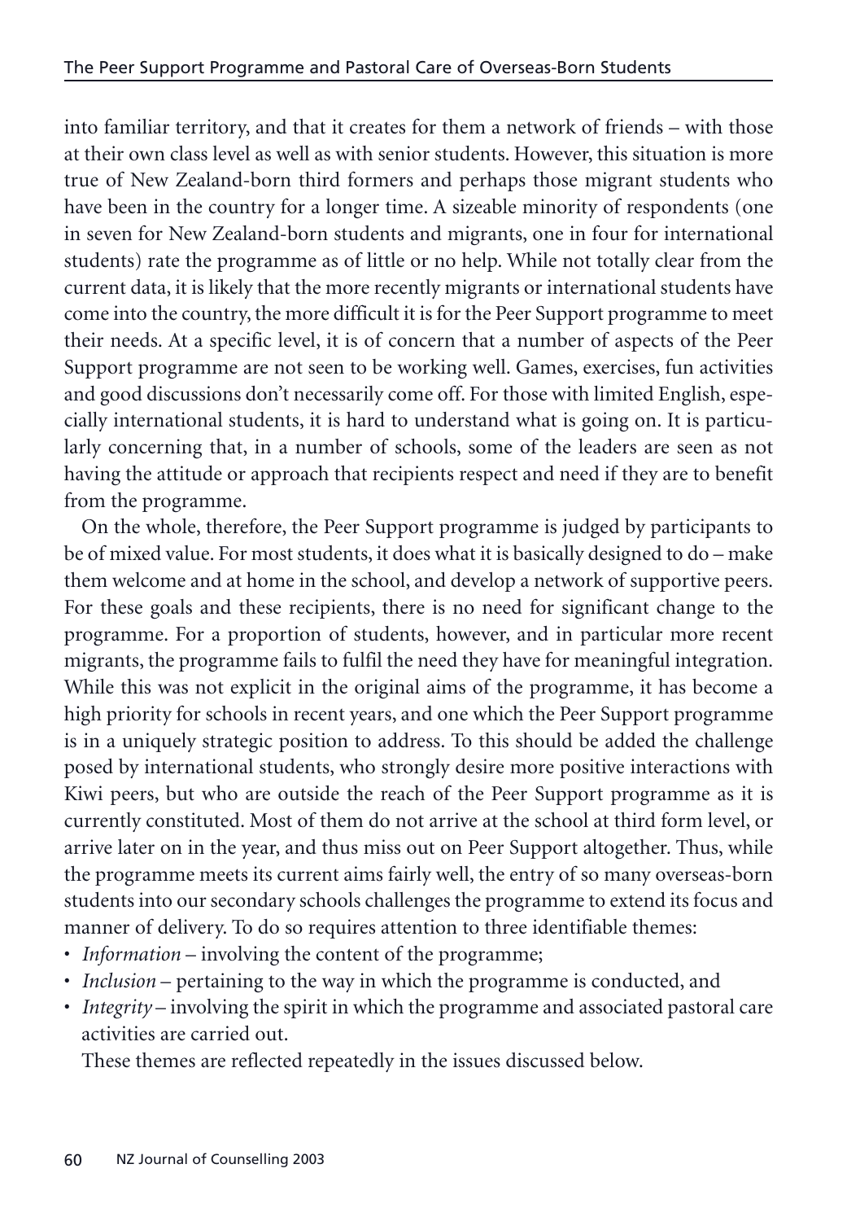into familiar territory, and that it creates for them a network of friends – with those at their own class level as well as with senior students. However, this situation is more true of New Zealand-born third formers and perhaps those migrant students who have been in the country for a longer time. A sizeable minority of respondents (one in seven for New Zealand-born students and migrants, one in four for international students) rate the programme as of little or no help. While not totally clear from the current data, it is likely that the more recently migrants or international students have come into the country, the more difficult it is for the Peer Support programme to meet their needs. At a specific level, it is of concern that a number of aspects of the Peer Support programme are not seen to be working well. Games, exercises, fun activities and good discussions don't necessarily come off. For those with limited English, especially international students, it is hard to understand what is going on. It is particularly concerning that, in a number of schools, some of the leaders are seen as not having the attitude or approach that recipients respect and need if they are to benefit from the programme.

On the whole, therefore, the Peer Support programme is judged by participants to be of mixed value. For most students, it does what it is basically designed to do – make them welcome and at home in the school, and develop a network of supportive peers. For these goals and these recipients, there is no need for significant change to the programme. For a proportion of students, however, and in particular more recent migrants, the programme fails to fulfil the need they have for meaningful integration. While this was not explicit in the original aims of the programme, it has become a high priority for schools in recent years, and one which the Peer Support programme is in a uniquely strategic position to address. To this should be added the challenge posed by international students, who strongly desire more positive interactions with Kiwi peers, but who are outside the reach of the Peer Support programme as it is currently constituted. Most of them do not arrive at the school at third form level, or arrive later on in the year, and thus miss out on Peer Support altogether. Thus, while the programme meets its current aims fairly well, the entry of so many overseas-born students into our secondary schools challenges the programme to extend its focus and manner of delivery. To do so requires attention to three identifiable themes:

- *Information* – involving the content of the programme;
- *Inclusion* – pertaining to the way in which the programme is conducted, and
- *Integrity* – involving the spirit in which the programme and associated pastoral care activities are carried out.

These themes are reflected repeatedly in the issues discussed below.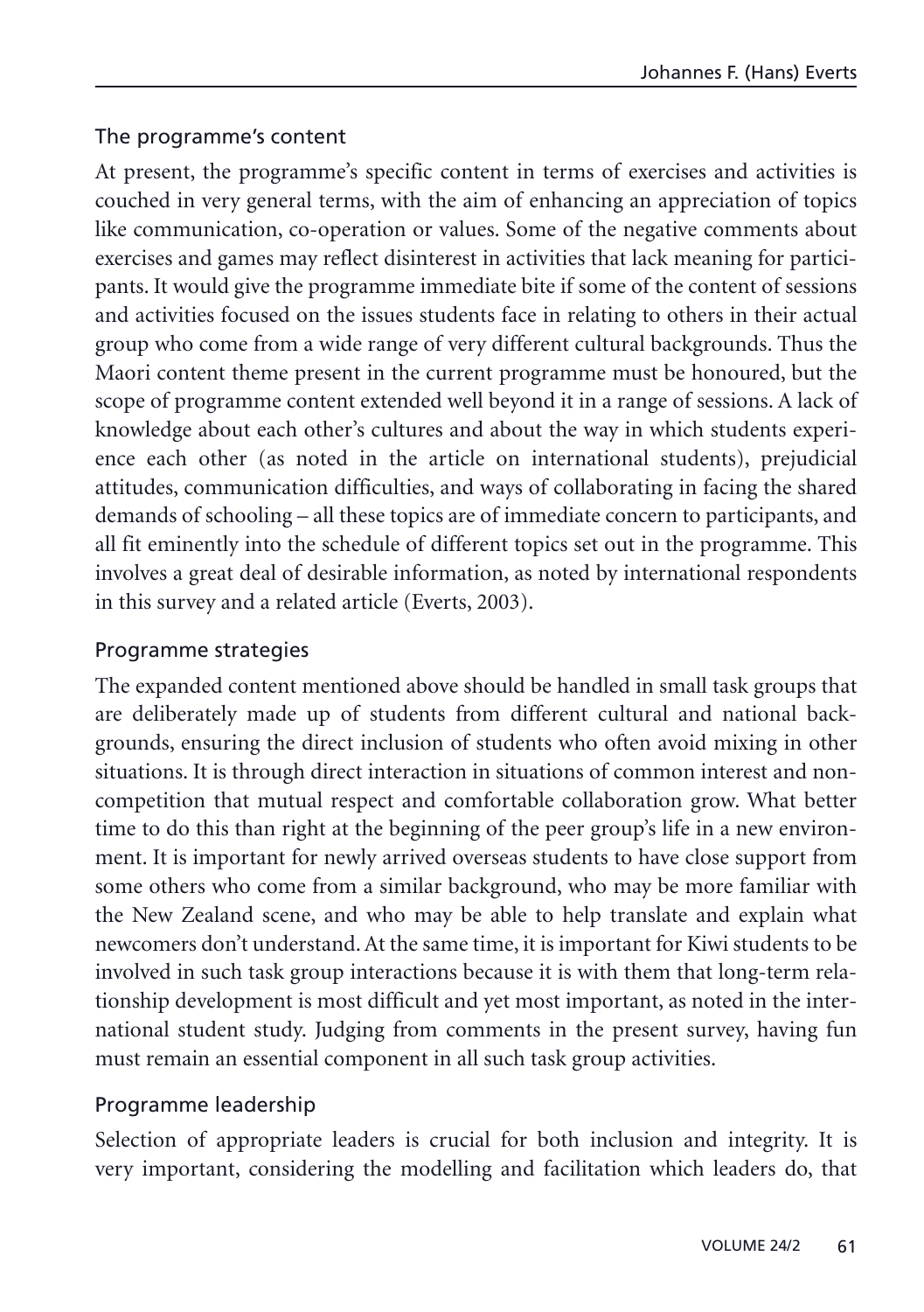### The programme's content

At present, the programme's specific content in terms of exercises and activities is couched in very general terms, with the aim of enhancing an appreciation of topics like communication, co-operation or values. Some of the negative comments about exercises and games may reflect disinterest in activities that lack meaning for participants. It would give the programme immediate bite if some of the content of sessions and activities focused on the issues students face in relating to others in their actual group who come from a wide range of very different cultural backgrounds. Thus the Maori content theme present in the current programme must be honoured, but the scope of programme content extended well beyond it in a range of sessions. A lack of knowledge about each other's cultures and about the way in which students experience each other (as noted in the article on international students), prejudicial attitudes, communication difficulties, and ways of collaborating in facing the shared demands of schooling – all these topics are of immediate concern to participants, and all fit eminently into the schedule of different topics set out in the programme. This involves a great deal of desirable information, as noted by international respondents in this survey and a related article (Everts, 2003).

### Programme strategies

The expanded content mentioned above should be handled in small task groups that are deliberately made up of students from different cultural and national backgrounds, ensuring the direct inclusion of students who often avoid mixing in other situations. It is through direct interaction in situations of common interest and non-competition that mutual respect and comfortable collaboration grow. What better time to do this than right at the beginning of the peer group's life in a new environment. It is important for newly arrived overseas students to have close support from some others who come from a similar background, who may be more familiar with the New Zealand scene, and who may be able to help translate and explain what newcomers don't understand. At the same time, it is important for Kiwi students to be involved in such task group interactions because it is with them that long-term relationship development is most difficult and yet most important, as noted in the international student study. Judging from comments in the present survey, having fun must remain an essential component in all such task group activities.

### Programme leadership

Selection of appropriate leaders is crucial for both inclusion and integrity. It is very important, considering the modelling and facilitation which leaders do, that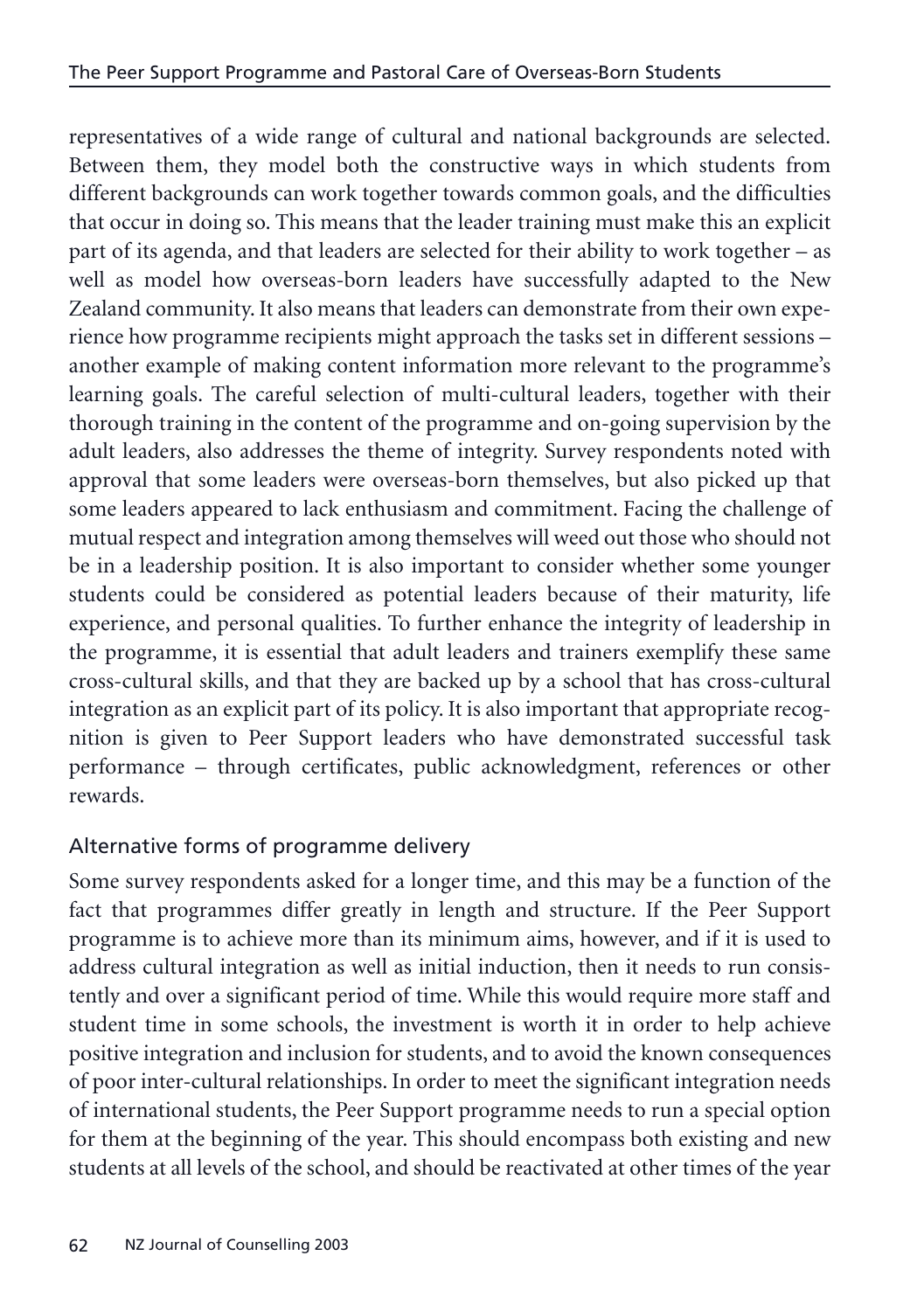representatives of a wide range of cultural and national backgrounds are selected. Between them, they model both the constructive ways in which students from different backgrounds can work together towards common goals, and the difficulties that occur in doing so. This means that the leader training must make this an explicit part of its agenda, and that leaders are selected for their ability to work together – as well as model how overseas-born leaders have successfully adapted to the New Zealand community. It also means that leaders can demonstrate from their own experience how programme recipients might approach the tasks set in different sessions – another example of making content information more relevant to the programme's learning goals. The careful selection of multi-cultural leaders, together with their thorough training in the content of the programme and on-going supervision by the adult leaders, also addresses the theme of integrity. Survey respondents noted with approval that some leaders were overseas-born themselves, but also picked up that some leaders appeared to lack enthusiasm and commitment. Facing the challenge of mutual respect and integration among themselves will weed out those who should not be in a leadership position. It is also important to consider whether some younger students could be considered as potential leaders because of their maturity, life experience, and personal qualities. To further enhance the integrity of leadership in the programme, it is essential that adult leaders and trainers exemplify these same cross-cultural skills, and that they are backed up by a school that has cross-cultural integration as an explicit part of its policy. It is also important that appropriate recognition is given to Peer Support leaders who have demonstrated successful task performance – through certificates, public acknowledgment, references or other rewards.

## Alternative forms of programme delivery

Some survey respondents asked for a longer time, and this may be a function of the fact that programmes differ greatly in length and structure. If the Peer Support programme is to achieve more than its minimum aims, however, and if it is used to address cultural integration as well as initial induction, then it needs to run consistently and over a significant period of time. While this would require more staff and student time in some schools, the investment is worth it in order to help achieve positive integration and inclusion for students, and to avoid the known consequences of poor inter-cultural relationships. In order to meet the significant integration needs of international students, the Peer Support programme needs to run a special option for them at the beginning of the year. This should encompass both existing and new students at all levels of the school, and should be reactivated at other times of the year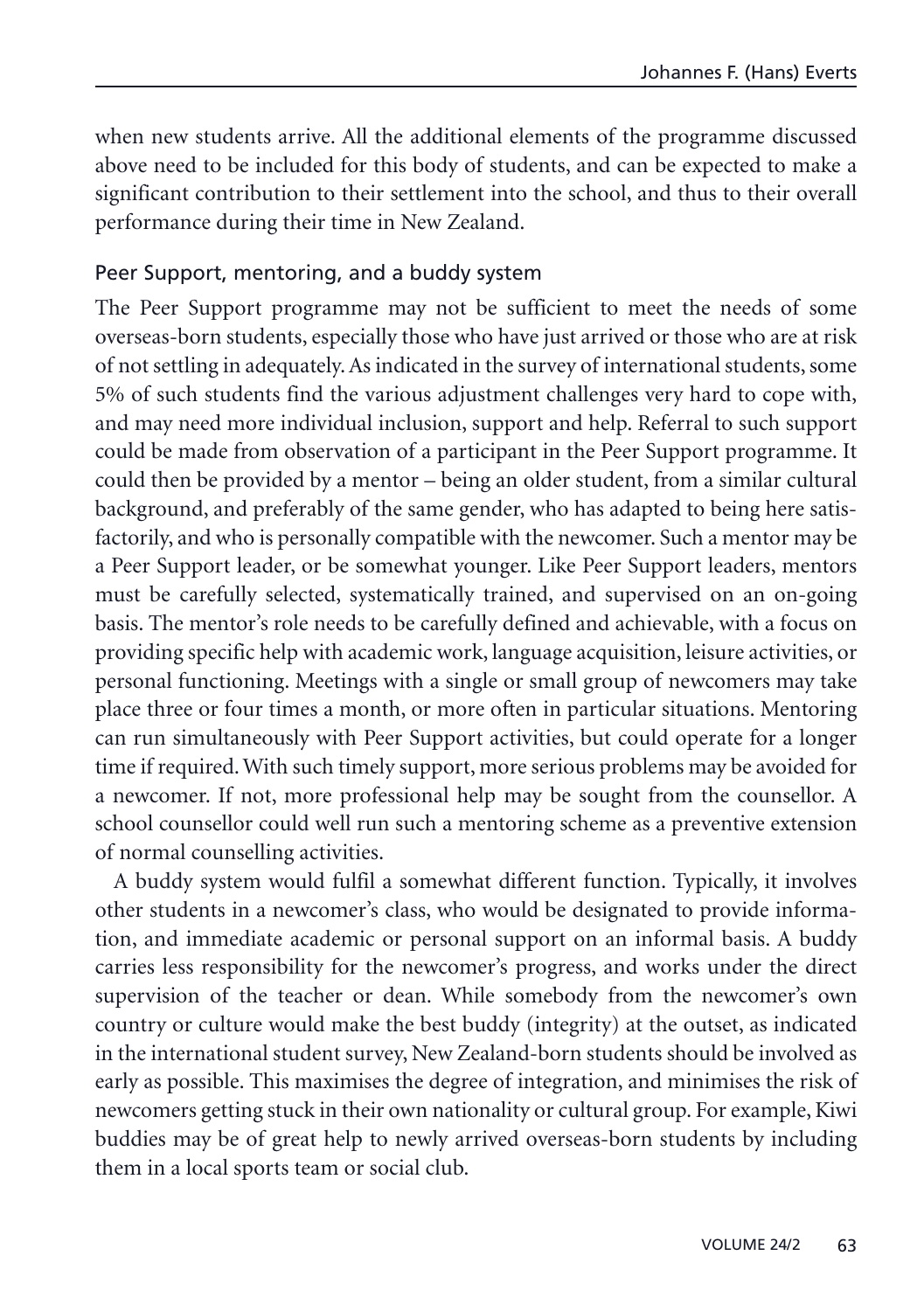when new students arrive. All the additional elements of the programme discussed above need to be included for this body of students, and can be expected to make a significant contribution to their settlement into the school, and thus to their overall performance during their time in New Zealand.

### Peer Support, mentoring, and a buddy system

The Peer Support programme may not be sufficient to meet the needs of some overseas-born students, especially those who have just arrived or those who are at risk of not settling in adequately. As indicated in the survey of international students, some 5% of such students find the various adjustment challenges very hard to cope with, and may need more individual inclusion, support and help. Referral to such support could be made from observation of a participant in the Peer Support programme. It could then be provided by a mentor – being an older student, from a similar cultural background, and preferably of the same gender, who has adapted to being here satisfactorily, and who is personally compatible with the newcomer. Such a mentor may be a Peer Support leader, or be somewhat younger. Like Peer Support leaders, mentors must be carefully selected, systematically trained, and supervised on an on-going basis. The mentor's role needs to be carefully defined and achievable, with a focus on providing specific help with academic work, language acquisition, leisure activities, or personal functioning. Meetings with a single or small group of newcomers may take place three or four times a month, or more often in particular situations. Mentoring can run simultaneously with Peer Support activities, but could operate for a longer time if required. With such timely support, more serious problems may be avoided for a newcomer. If not, more professional help may be sought from the counsellor. A school counsellor could well run such a mentoring scheme as a preventive extension of normal counselling activities.

A buddy system would fulfil a somewhat different function. Typically, it involves other students in a newcomer's class, who would be designated to provide information, and immediate academic or personal support on an informal basis. A buddy carries less responsibility for the newcomer's progress, and works under the direct supervision of the teacher or dean. While somebody from the newcomer's own country or culture would make the best buddy (integrity) at the outset, as indicated in the international student survey, New Zealand-born students should be involved as early as possible. This maximises the degree of integration, and minimises the risk of newcomers getting stuck in their own nationality or cultural group. For example, Kiwi buddies may be of great help to newly arrived overseas-born students by including them in a local sports team or social club.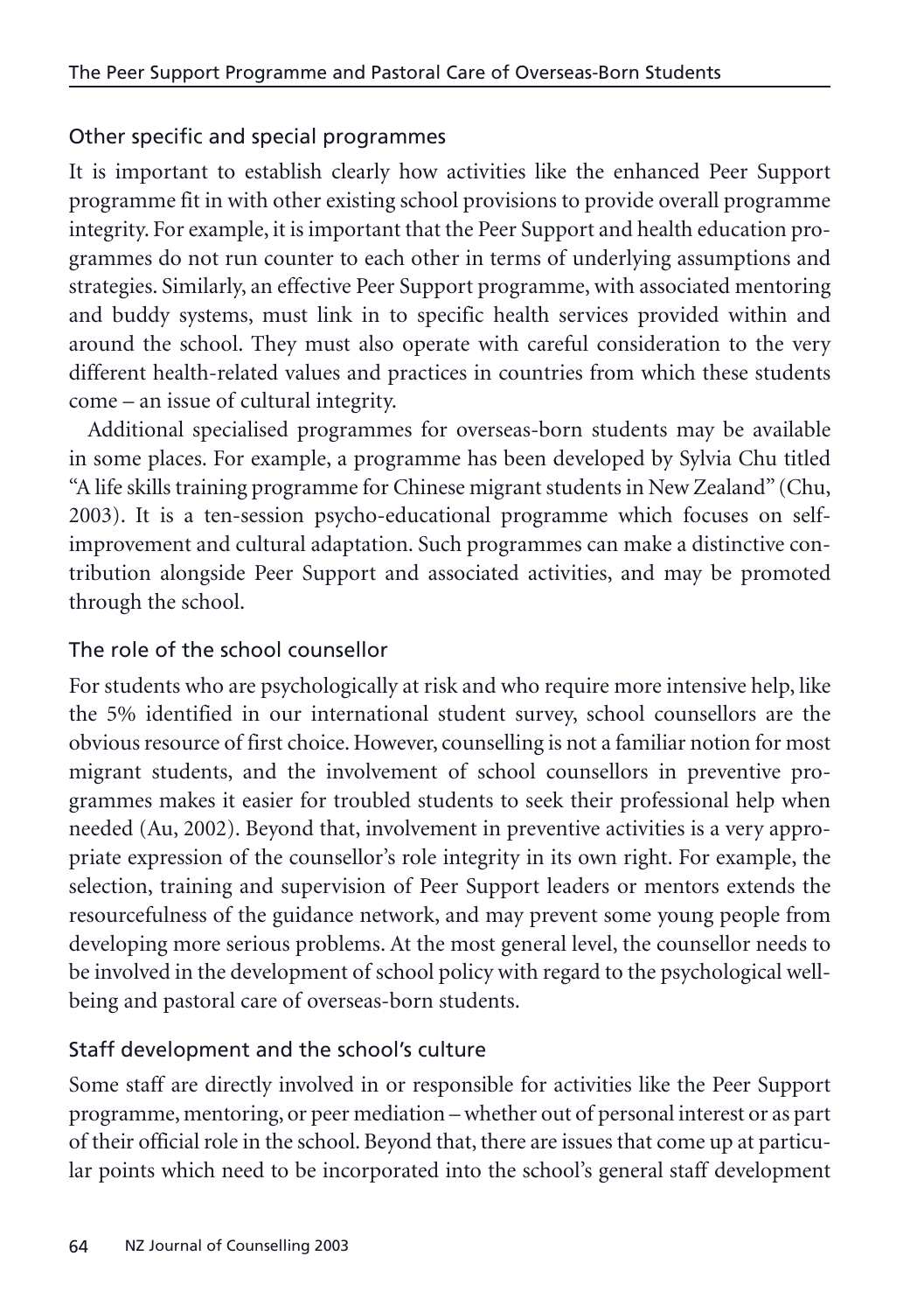### Other specific and special programmes

It is important to establish clearly how activities like the enhanced Peer Support programme fit in with other existing school provisions to provide overall programme integrity. For example, it is important that the Peer Support and health education programmes do not run counter to each other in terms of underlying assumptions and strategies. Similarly, an effective Peer Support programme, with associated mentoring and buddy systems, must link in to specific health services provided within and around the school. They must also operate with careful consideration to the very different health-related values and practices in countries from which these students come – an issue of cultural integrity.

Additional specialised programmes for overseas-born students may be available in some places. For example, a programme has been developed by Sylvia Chu titled "A life skills training programme for Chinese migrant students in New Zealand" (Chu, 2003). It is a ten-session psycho-educational programme which focuses on self-improvement and cultural adaptation. Such programmes can make a distinctive contribution alongside Peer Support and associated activities, and may be promoted through the school.

### The role of the school counsellor

For students who are psychologically at risk and who require more intensive help, like the 5% identified in our international student survey, school counsellors are the obvious resource of first choice. However, counselling is not a familiar notion for most migrant students, and the involvement of school counsellors in preventive programmes makes it easier for troubled students to seek their professional help when needed (Au, 2002). Beyond that, involvement in preventive activities is a very appropriate expression of the counsellor's role integrity in its own right. For example, the selection, training and supervision of Peer Support leaders or mentors extends the resourcefulness of the guidance network, and may prevent some young people from developing more serious problems. At the most general level, the counsellor needs to be involved in the development of school policy with regard to the psychological wellbeing and pastoral care of overseas-born students.

### Staff development and the school's culture

Some staff are directly involved in or responsible for activities like the Peer Support programme, mentoring, or peer mediation – whether out of personal interest or as part of their official role in the school. Beyond that, there are issues that come up at particular points which need to be incorporated into the school's general staff development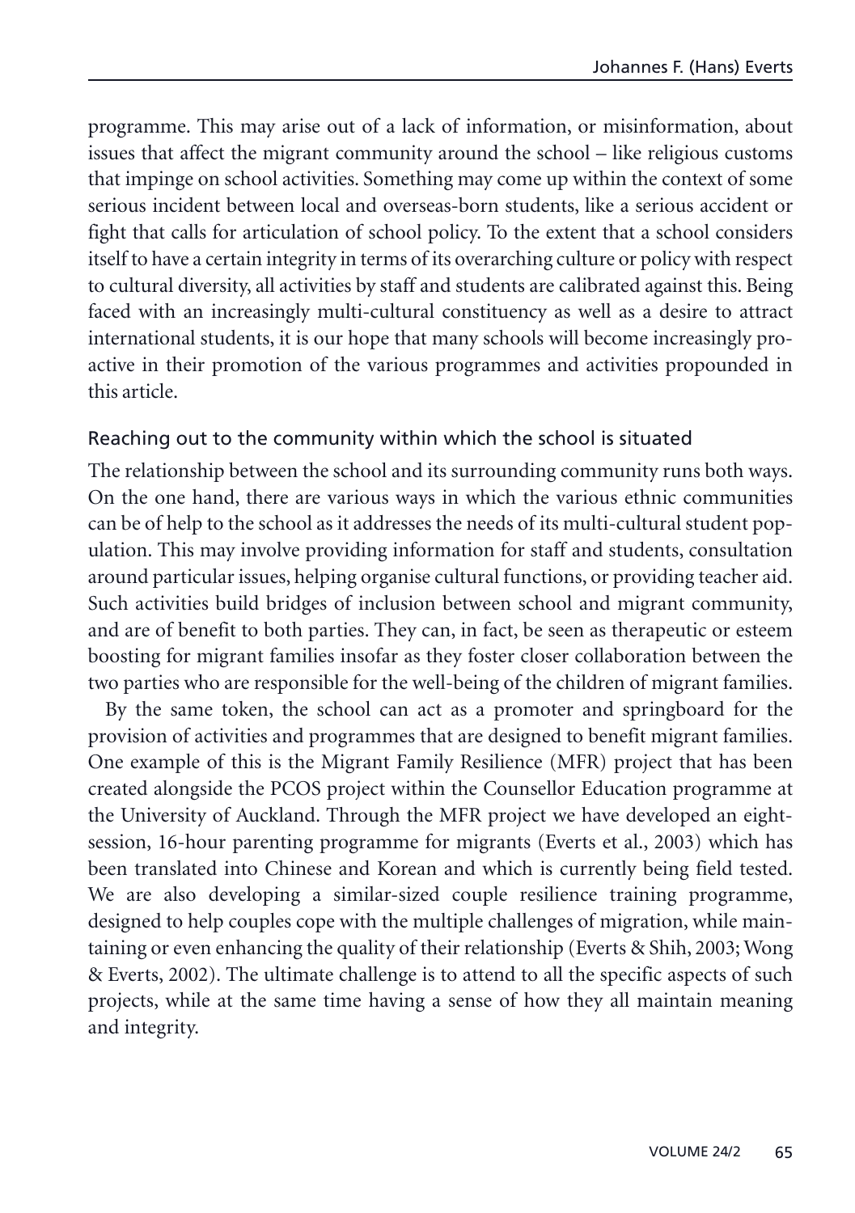programme. This may arise out of a lack of information, or misinformation, about issues that affect the migrant community around the school – like religious customs that impinge on school activities. Something may come up within the context of some serious incident between local and overseas-born students, like a serious accident or fight that calls for articulation of school policy. To the extent that a school considers itself to have a certain integrity in terms of its overarching culture or policy with respect to cultural diversity, all activities by staff and students are calibrated against this. Being faced with an increasingly multi-cultural constituency as well as a desire to attract international students, it is our hope that many schools will become increasingly pro-active in their promotion of the various programmes and activities propounded in this article.

### Reaching out to the community within which the school is situated

The relationship between the school and its surrounding community runs both ways. On the one hand, there are various ways in which the various ethnic communities can be of help to the school as it addresses the needs of its multi-cultural student population. This may involve providing information for staff and students, consultation around particular issues, helping organise cultural functions, or providing teacher aid. Such activities build bridges of inclusion between school and migrant community, and are of benefit to both parties. They can, in fact, be seen as therapeutic or esteem boosting for migrant families insofar as they foster closer collaboration between the two parties who are responsible for the well-being of the children of migrant families.

By the same token, the school can act as a promoter and springboard for the provision of activities and programmes that are designed to benefit migrant families. One example of this is the Migrant Family Resilience (MFR) project that has been created alongside the PCOS project within the Counsellor Education programme at the University of Auckland. Through the MFR project we have developed an eight-session, 16-hour parenting programme for migrants (Everts et al., 2003) which has been translated into Chinese and Korean and which is currently being field tested. We are also developing a similar-sized couple resilience training programme, designed to help couples cope with the multiple challenges of migration, while maintaining or even enhancing the quality of their relationship (Everts & Shih, 2003; Wong & Everts, 2002). The ultimate challenge is to attend to all the specific aspects of such projects, while at the same time having a sense of how they all maintain meaning and integrity.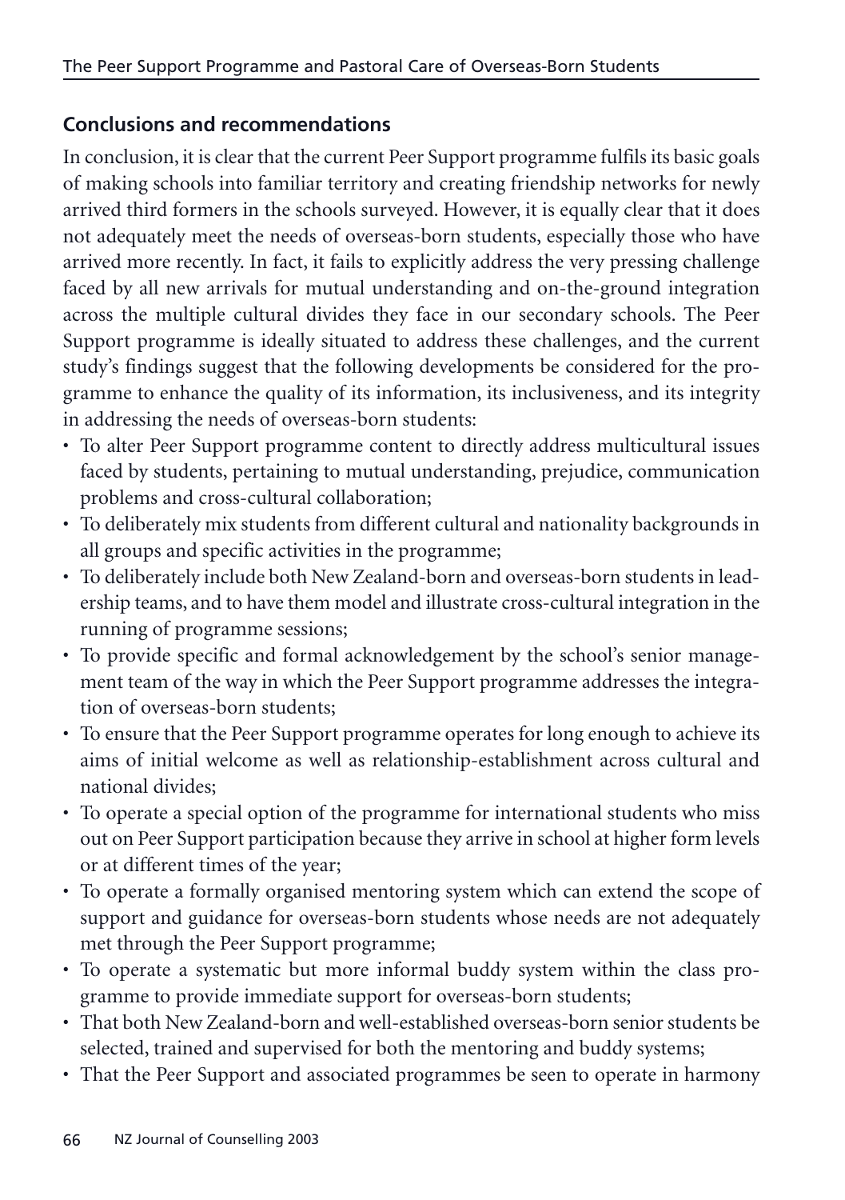## Conclusions and recommendations

In conclusion, it is clear that the current Peer Support programme fulfils its basic goals of making schools into familiar territory and creating friendship networks for newly arrived third formers in the schools surveyed. However, it is equally clear that it does not adequately meet the needs of overseas-born students, especially those who have arrived more recently. In fact, it fails to explicitly address the very pressing challenge faced by all new arrivals for mutual understanding and on-the-ground integration across the multiple cultural divides they face in our secondary schools. The Peer Support programme is ideally situated to address these challenges, and the current study's findings suggest that the following developments be considered for the programme to enhance the quality of its information, its inclusiveness, and its integrity in addressing the needs of overseas-born students:

- To alter Peer Support programme content to directly address multicultural issues faced by students, pertaining to mutual understanding, prejudice, communication problems and cross-cultural collaboration;
- To deliberately mix students from different cultural and nationality backgrounds in all groups and specific activities in the programme;
- To deliberately include both New Zealand-born and overseas-born students in leadership teams, and to have them model and illustrate cross-cultural integration in the running of programme sessions;
- To provide specific and formal acknowledgement by the school's senior management team of the way in which the Peer Support programme addresses the integration of overseas-born students;
- To ensure that the Peer Support programme operates for long enough to achieve its aims of initial welcome as well as relationship-establishment across cultural and national divides;
- To operate a special option of the programme for international students who miss out on Peer Support participation because they arrive in school at higher form levels or at different times of the year;
- To operate a formally organised mentoring system which can extend the scope of support and guidance for overseas-born students whose needs are not adequately met through the Peer Support programme;
- To operate a systematic but more informal buddy system within the class programme to provide immediate support for overseas-born students;
- That both New Zealand-born and well-established overseas-born senior students be selected, trained and supervised for both the mentoring and buddy systems;
- That the Peer Support and associated programmes be seen to operate in harmony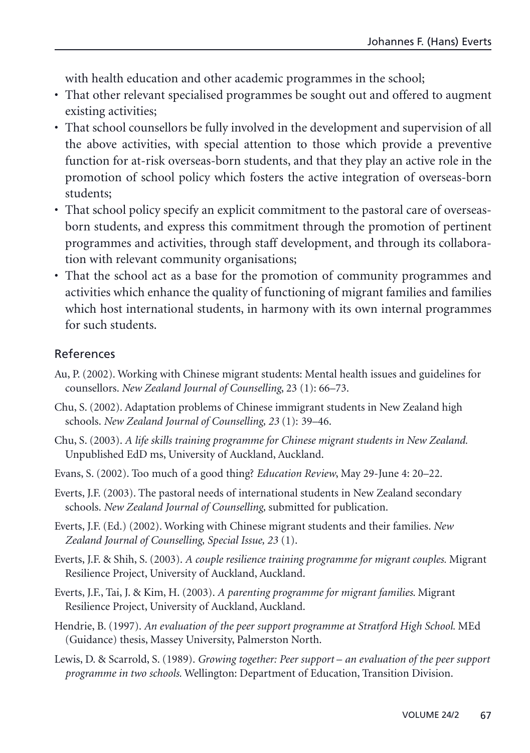with health education and other academic programmes in the school;

- That other relevant specialised programmes be sought out and offered to augment existing activities;
- That school counsellors be fully involved in the development and supervision of all the above activities, with special attention to those which provide a preventive function for at-risk overseas-born students, and that they play an active role in the promotion of school policy which fosters the active integration of overseas-born students;
- That school policy specify an explicit commitment to the pastoral care of overseas-born students, and express this commitment through the promotion of pertinent programmes and activities, through staff development, and through its collaboration with relevant community organisations;
- That the school act as a base for the promotion of community programmes and activities which enhance the quality of functioning of migrant families and families which host international students, in harmony with its own internal programmes for such students.

## References

Au, P. (2002). Working with Chinese migrant students: Mental health issues and guidelines for counsellors. *New Zealand Journal of Counselling*, 23 (1): 66–73.

Chu, S. (2002). Adaptation problems of Chinese immigrant students in New Zealand high schools. *New Zealand Journal of Counselling, 23* (1): 39–46.

Chu, S. (2003). *A life skills training programme for Chinese migrant students in New Zealand.* Unpublished EdD ms, University of Auckland, Auckland.

Evans, S. (2002). Too much of a good thing? *Education Review*, May 29-June 4: 20–22.

Everts, J.F. (2003). The pastoral needs of international students in New Zealand secondary schools. *New Zealand Journal of Counselling,* submitted for publication.

Everts, J.F. (Ed.) (2002). Working with Chinese migrant students and their families. *New Zealand Journal of Counselling, Special Issue, 23* (1).

Everts, J.F. & Shih, S. (2003). *A couple resilience training programme for migrant couples.* Migrant Resilience Project, University of Auckland, Auckland.

Everts, J.F., Tai, J. & Kim, H. (2003). *A parenting programme for migrant families.* Migrant Resilience Project, University of Auckland, Auckland.

Hendrie, B. (1997). *An evaluation of the peer support programme at Stratford High School.* MEd (Guidance) thesis, Massey University, Palmerston North.

Lewis, D. & Scarrold, S. (1989). *Growing together: Peer support – an evaluation of the peer support programme in two schools.* Wellington: Department of Education, Transition Division.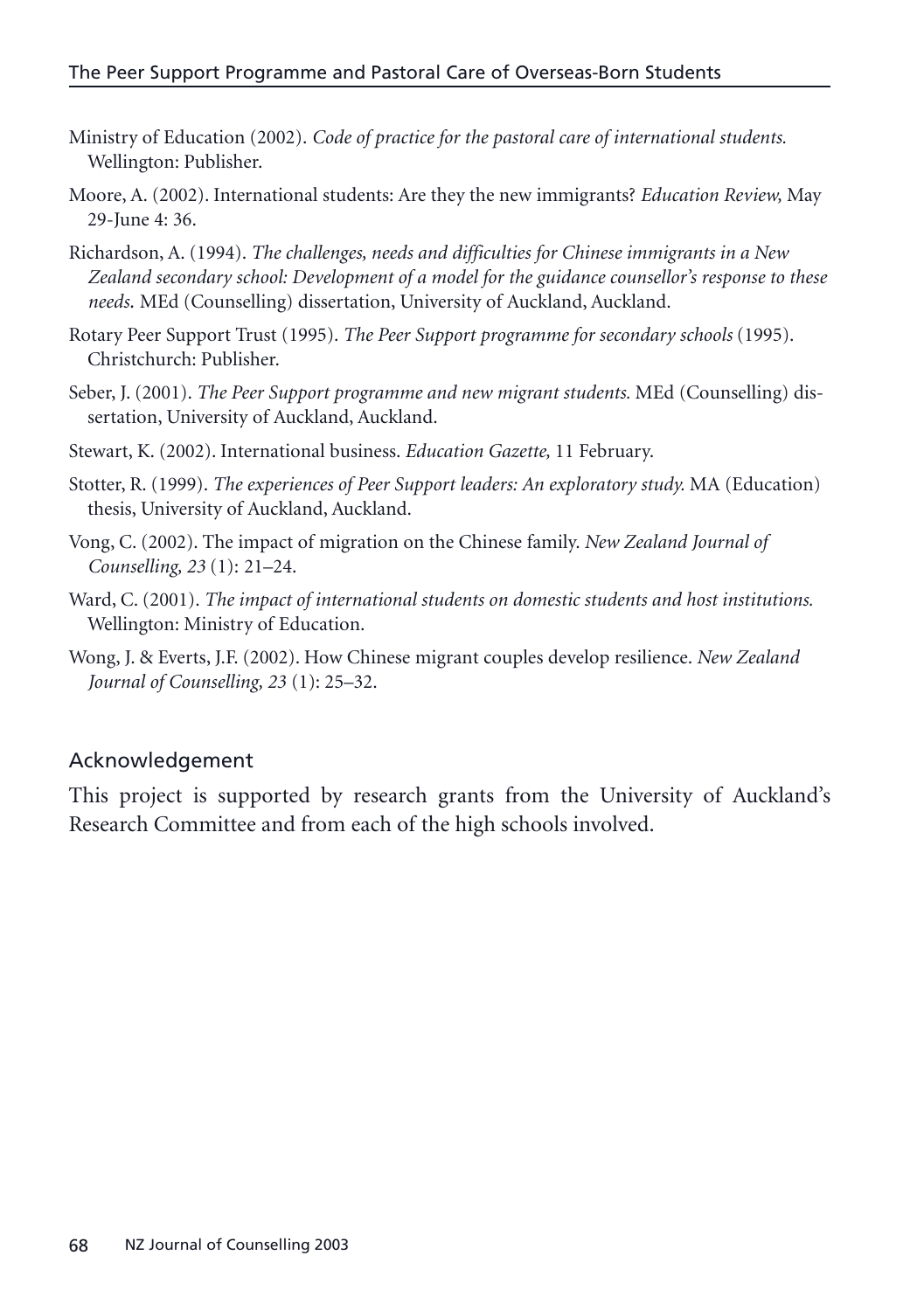Ministry of Education (2002). *Code of practice for the pastoral care of international students.* Wellington: Publisher.

Moore, A. (2002). International students: Are they the new immigrants? *Education Review,* May 29-June 4: 36.

Richardson, A. (1994). *The challenges, needs and difficulties for Chinese immigrants in a New Zealand secondary school: Development of a model for the guidance counsellor's response to these needs.* MEd (Counselling) dissertation, University of Auckland, Auckland.

Rotary Peer Support Trust (1995). *The Peer Support programme for secondary schools* (1995). Christchurch: Publisher.

Seber, J. (2001). *The Peer Support programme and new migrant students.* MEd (Counselling) dissertation, University of Auckland, Auckland.

Stewart, K. (2002). International business. *Education Gazette,* 11 February.

Stotter, R. (1999). *The experiences of Peer Support leaders: An exploratory study.* MA (Education) thesis, University of Auckland, Auckland.

Vong, C. (2002). The impact of migration on the Chinese family. *New Zealand Journal of Counselling, 23* (1): 21–24.

Ward, C. (2001). *The impact of international students on domestic students and host institutions.* Wellington: Ministry of Education.

Wong, J. & Everts, J.F. (2002). How Chinese migrant couples develop resilience. *New Zealand Journal of Counselling, 23* (1): 25–32.

## Acknowledgement

This project is supported by research grants from the University of Auckland's Research Committee and from each of the high schools involved.